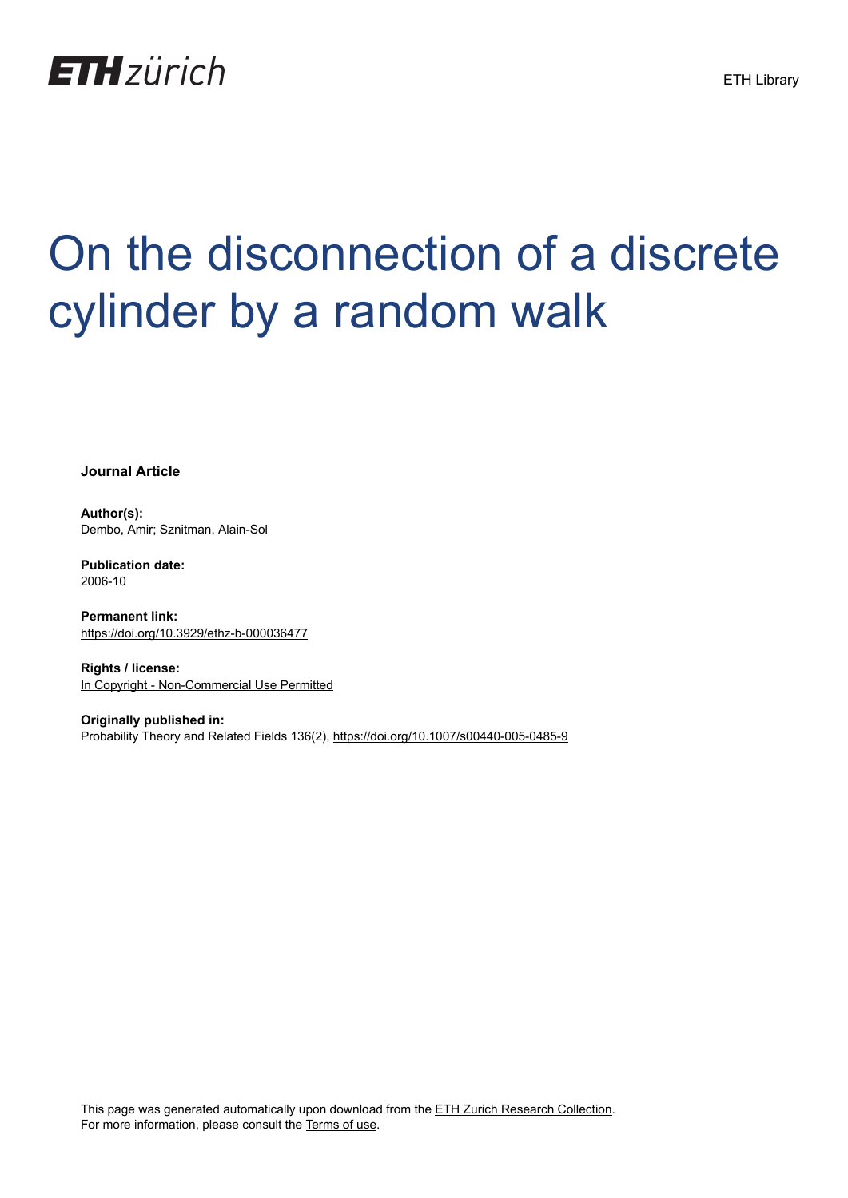ETH zürich

ETH Library

# On the disconnection of a discrete cylinder by a random walk

**Journal Article**

**Author(s):**
Dembo, Amir; Sznitman, Alain-Sol

**Publication date:**
2006-10

**Permanent link:**
https://doi.org/10.3929/ethz-b-000036477

**Rights / license:**
In Copyright - Non-Commercial Use Permitted

**Originally published in:**
Probability Theory and Related Fields 136(2), https://doi.org/10.1007/s00440-005-0485-9

This page was generated automatically upon download from the ETH Zurich Research Collection.
For more information, please consult the Terms of use.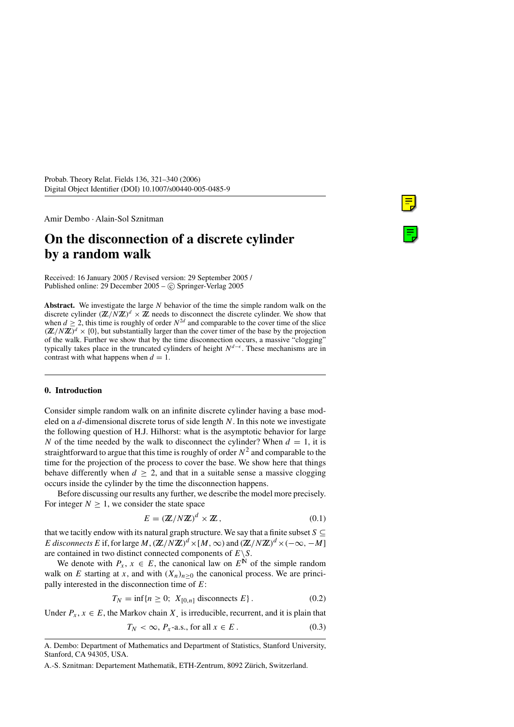Amir Dembo · Alain-Sol Sznitman

# On the disconnection of a discrete cylinder by a random walk

Received: 16 January 2005 / Revised version: 29 September 2005 / Published online: 29 December 2005 – © Springer-Verlag 2005

**Abstract.** We investigate the large $N$ behavior of the time the simple random walk on the discrete cylinder $(\mathbb{Z}/N\mathbb{Z})^d \times \mathbb{Z}$ needs to disconnect the discrete cylinder. We show that when $d \geq 2$, this time is roughly of order $N^{2d}$ and comparable to the cover time of the slice $(\mathbb{Z}/N\mathbb{Z})^d \times \{0\}$, but substantially larger than the cover timer of the base by the projection of the walk. Further we show that by the time disconnection occurs, a massive "clogging" typically takes place in the truncated cylinders of height $N^{d-\epsilon}$. These mechanisms are in contrast with what happens when $d = 1$.

## 0. Introduction

Consider simple random walk on an infinite discrete cylinder having a base modeled on a $d$-dimensional discrete torus of side length $N$. In this note we investigate the following question of H.J. Hilhorst: what is the asymptotic behavior for large $N$ of the time needed by the walk to disconnect the cylinder? When $d = 1$, it is straightforward to argue that this time is roughly of order $N^2$ and comparable to the time for the projection of the process to cover the base. We show here that things behave differently when $d \geq 2$, and that in a suitable sense a massive clogging occurs inside the cylinder by the time the disconnection happens.

Before discussing our results any further, we describe the model more precisely. For integer $N \geq 1$, we consider the state space

$$E = (\mathbb{Z}/N\mathbb{Z})^d \times \mathbb{Z}, \tag{0.1}$$

that we tacitly endow with its natural graph structure. We say that a finite subset $S \subseteq E$ *disconnects* $E$ if, for large $M$, $(\mathbb{Z}/N\mathbb{Z})^d \times [M, \infty)$ and $(\mathbb{Z}/N\mathbb{Z})^d \times (-\infty, -M]$ are contained in two distinct connected components of $E \backslash S$.

We denote with $P_x$, $x \in E$, the canonical law on $E^{\mathbb{N}}$ of the simple random walk on $E$ starting at $x$, and with $(X_n)_{n \geq 0}$ the canonical process. We are principally interested in the disconnection time of $E$:

$$T_N = \inf\{n \geq 0;\ X_{[0,n]} \text{ disconnects } E\}. \tag{0.2}$$

Under $P_x$, $x \in E$, the Markov chain $X_.$ is irreducible, recurrent, and it is plain that

$$T_N < \infty,\ P_x\text{-a.s., for all } x \in E. \tag{0.3}$$

A. Dembo: Department of Mathematics and Department of Statistics, Stanford University, Stanford, CA 94305, USA.

A.-S. Sznitman: Departement Mathematik, ETH-Zentrum, 8092 Zürich, Switzerland.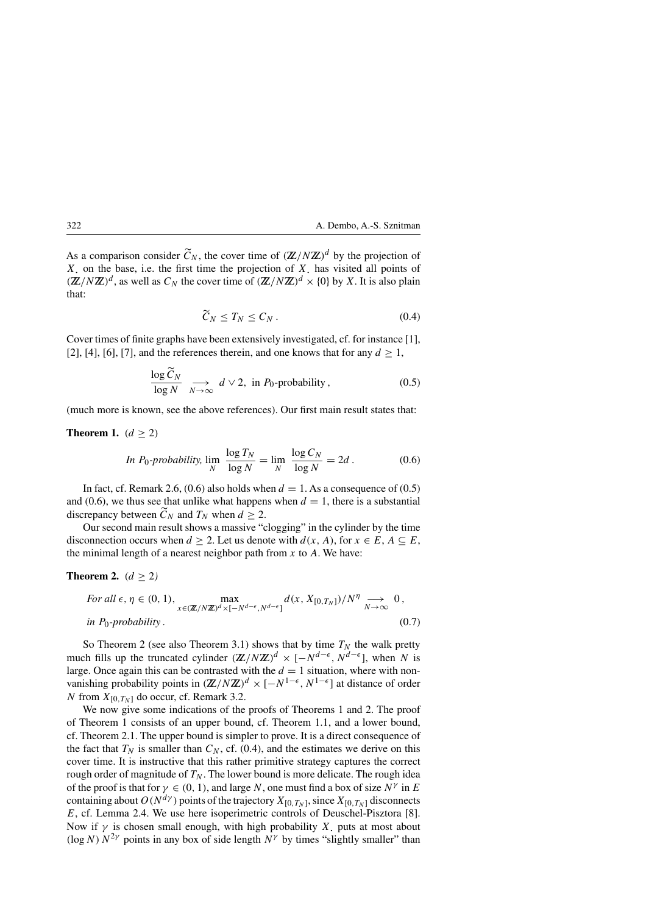As a comparison consider $\widetilde{C}_N$, the cover time of $(\mathbb{Z}/N\mathbb{Z})^d$ by the projection of $X_.$ on the base, i.e. the first time the projection of $X_.$ has visited all points of $(\mathbb{Z}/N\mathbb{Z})^d$, as well as $C_N$ the cover time of $(\mathbb{Z}/N\mathbb{Z})^d \times \{0\}$ by $X$. It is also plain that:

$$\widetilde{C}_N \leq T_N \leq C_N \,. \tag{0.4}$$

Cover times of finite graphs have been extensively investigated, cf. for instance [1], [2], [4], [6], [7], and the references therein, and one knows that for any $d \geq 1$,

$$\frac{\log \widetilde{C}_N}{\log N} \underset{N\to\infty}{\longrightarrow} d \vee 2, \text{ in } P_0\text{-probability}\,, \tag{0.5}$$

(much more is known, see the above references). Our first main result states that:

**Theorem 1.** $(d \geq 2)$

$$\textit{In } P_0\textit{-probability}, \lim_N \frac{\log T_N}{\log N} = \lim_N \frac{\log C_N}{\log N} = 2d\,. \tag{0.6}$$

In fact, cf. Remark 2.6, (0.6) also holds when $d = 1$. As a consequence of (0.5) and (0.6), we thus see that unlike what happens when $d = 1$, there is a substantial discrepancy between $\widetilde{C}_N$ and $T_N$ when $d \geq 2$.

Our second main result shows a massive "clogging" in the cylinder by the time disconnection occurs when $d \geq 2$. Let us denote with $d(x, A)$, for $x \in E$, $A \subseteq E$, the minimal length of a nearest neighbor path from $x$ to $A$. We have:

**Theorem 2.** $(d \geq 2)$

$$\textit{For all } \epsilon, \eta \in (0,1), \max_{x\in(\mathbb{Z}/N\mathbb{Z})^d\times[-N^{d-\epsilon},N^{d-\epsilon}]} d(x, X_{[0,T_N]})/N^\eta \underset{N\to\infty}{\longrightarrow} 0\,,$$
$$\textit{in } P_0\textit{-probability}\,. \tag{0.7}$$

So Theorem 2 (see also Theorem 3.1) shows that by time $T_N$ the walk pretty much fills up the truncated cylinder $(\mathbb{Z}/N\mathbb{Z})^d \times [-N^{d-\epsilon}, N^{d-\epsilon}]$, when $N$ is large. Once again this can be contrasted with the $d = 1$ situation, where with non-vanishing probability points in $(\mathbb{Z}/N\mathbb{Z})^d \times [-N^{1-\epsilon}, N^{1-\epsilon}]$ at distance of order $N$ from $X_{[0,T_N]}$ do occur, cf. Remark 3.2.

We now give some indications of the proofs of Theorems 1 and 2. The proof of Theorem 1 consists of an upper bound, cf. Theorem 1.1, and a lower bound, cf. Theorem 2.1. The upper bound is simpler to prove. It is a direct consequence of the fact that $T_N$ is smaller than $C_N$, cf. (0.4), and the estimates we derive on this cover time. It is instructive that this rather primitive strategy captures the correct rough order of magnitude of $T_N$. The lower bound is more delicate. The rough idea of the proof is that for $\gamma \in (0,1)$, and large $N$, one must find a box of size $N^\gamma$ in $E$ containing about $O(N^{d\gamma})$ points of the trajectory $X_{[0,T_N]}$, since $X_{[0,T_N]}$ disconnects $E$, cf. Lemma 2.4. We use here isoperimetric controls of Deuschel-Pisztora [8]. Now if $\gamma$ is chosen small enough, with high probability $X_.$ puts at most about $(\log N)\, N^{2\gamma}$ points in any box of side length $N^\gamma$ by times "slightly smaller" than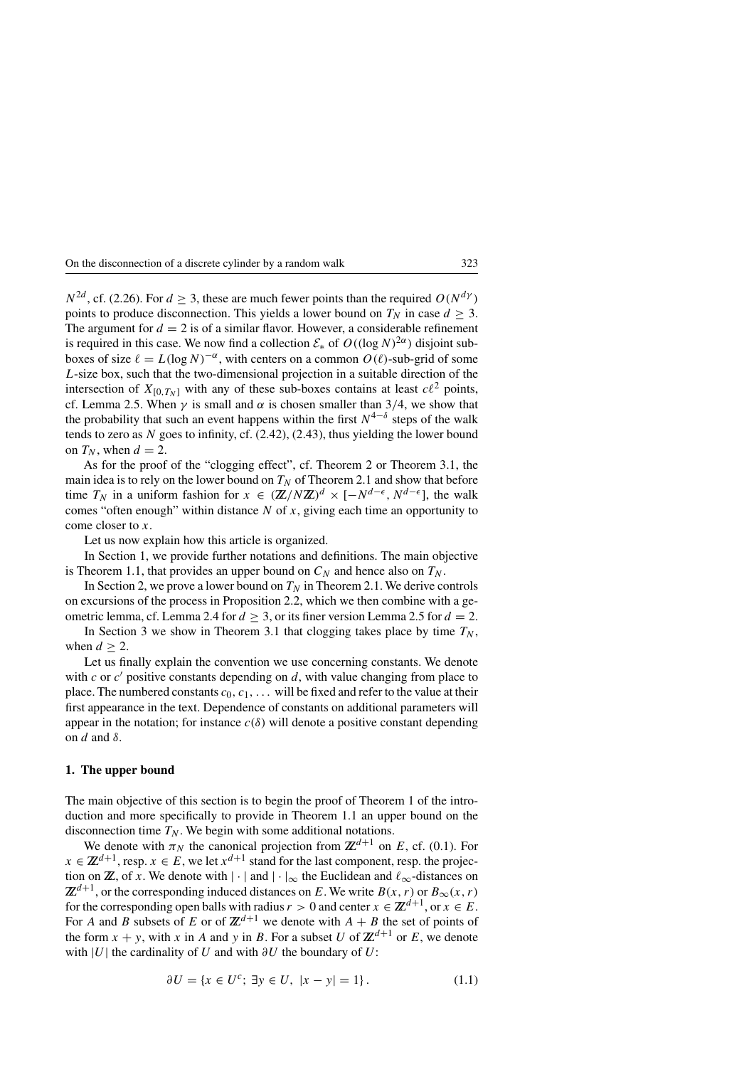$N^{2d}$, cf. (2.26). For $d \geq 3$, these are much fewer points than the required $O(N^{d\gamma})$ points to produce disconnection. This yields a lower bound on $T_N$ in case $d \geq 3$. The argument for $d = 2$ is of a similar flavor. However, a considerable refinement is required in this case. We now find a collection $\mathcal{E}_*$ of $O((\log N)^{2\alpha})$ disjoint sub-boxes of size $\ell = L(\log N)^{-\alpha}$, with centers on a common $O(\ell)$-sub-grid of some $L$-size box, such that the two-dimensional projection in a suitable direction of the intersection of $X_{[0,T_N]}$ with any of these sub-boxes contains at least $c\ell^2$ points, cf. Lemma 2.5. When $\gamma$ is small and $\alpha$ is chosen smaller than $3/4$, we show that the probability that such an event happens within the first $N^{4-\delta}$ steps of the walk tends to zero as $N$ goes to infinity, cf. (2.42), (2.43), thus yielding the lower bound on $T_N$, when $d = 2$.

As for the proof of the "clogging effect", cf. Theorem 2 or Theorem 3.1, the main idea is to rely on the lower bound on $T_N$ of Theorem 2.1 and show that before time $T_N$ in a uniform fashion for $x \in (\mathbb{Z}/N\mathbb{Z})^d \times [-N^{d-\epsilon}, N^{d-\epsilon}]$, the walk comes "often enough" within distance $N$ of $x$, giving each time an opportunity to come closer to $x$.

Let us now explain how this article is organized.

In Section 1, we provide further notations and definitions. The main objective is Theorem 1.1, that provides an upper bound on $C_N$ and hence also on $T_N$.

In Section 2, we prove a lower bound on $T_N$ in Theorem 2.1. We derive controls on excursions of the process in Proposition 2.2, which we then combine with a geometric lemma, cf. Lemma 2.4 for $d \geq 3$, or its finer version Lemma 2.5 for $d = 2$.

In Section 3 we show in Theorem 3.1 that clogging takes place by time $T_N$, when $d \geq 2$.

Let us finally explain the convention we use concerning constants. We denote with $c$ or $c'$ positive constants depending on $d$, with value changing from place to place. The numbered constants $c_0, c_1, \ldots$ will be fixed and refer to the value at their first appearance in the text. Dependence of constants on additional parameters will appear in the notation; for instance $c(\delta)$ will denote a positive constant depending on $d$ and $\delta$.

## 1. The upper bound

The main objective of this section is to begin the proof of Theorem 1 of the introduction and more specifically to provide in Theorem 1.1 an upper bound on the disconnection time $T_N$. We begin with some additional notations.

We denote with $\pi_N$ the canonical projection from $\mathbb{Z}^{d+1}$ on $E$, cf. (0.1). For $x \in \mathbb{Z}^{d+1}$, resp. $x \in E$, we let $x^{d+1}$ stand for the last component, resp. the projection on $\mathbb{Z}$, of $x$. We denote with $|\cdot|$ and $|\cdot|_\infty$ the Euclidean and $\ell_\infty$-distances on $\mathbb{Z}^{d+1}$, or the corresponding induced distances on $E$. We write $B(x, r)$ or $B_\infty(x, r)$ for the corresponding open balls with radius $r > 0$ and center $x \in \mathbb{Z}^{d+1}$, or $x \in E$. For $A$ and $B$ subsets of $E$ or of $\mathbb{Z}^{d+1}$ we denote with $A + B$ the set of points of the form $x + y$, with $x$ in $A$ and $y$ in $B$. For a subset $U$ of $\mathbb{Z}^{d+1}$ or $E$, we denote with $|U|$ the cardinality of $U$ and with $\partial U$ the boundary of $U$:

$$\partial U = \{x \in U^c;\ \exists y \in U,\ |x - y| = 1\}. \tag{1.1}$$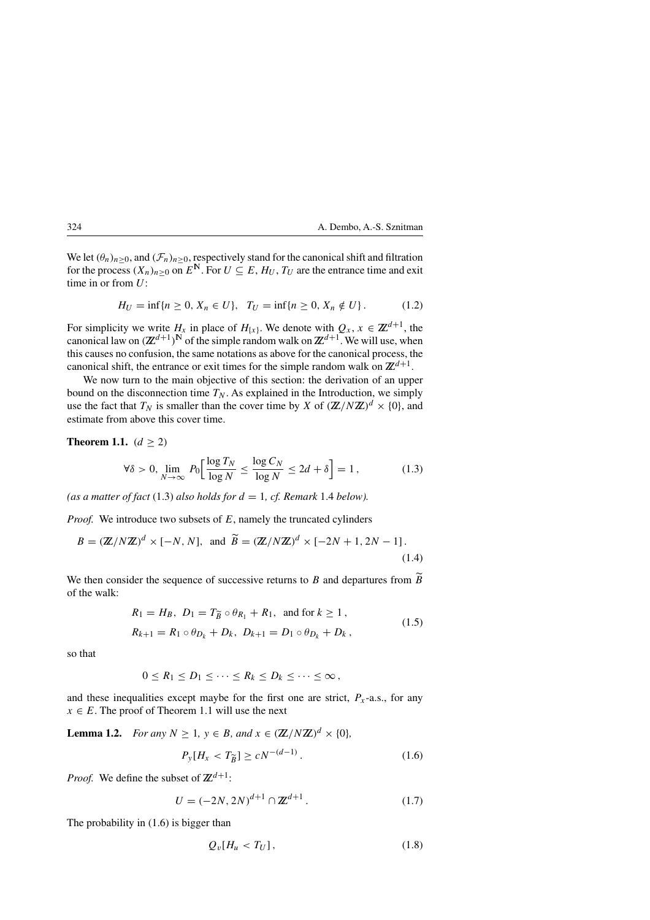We let $(\theta_n)_{n\geq 0}$, and $(\mathcal{F}_n)_{n\geq 0}$, respectively stand for the canonical shift and filtration for the process $(X_n)_{n\geq 0}$ on $E^{\mathbb{N}}$. For $U \subseteq E$, $H_U$, $T_U$ are the entrance time and exit time in or from $U$:

$$H_U = \inf\{n \geq 0,\, X_n \in U\}, \quad T_U = \inf\{n \geq 0,\, X_n \notin U\}\,. \tag{1.2}$$

For simplicity we write $H_x$ in place of $H_{\{x\}}$. We denote with $Q_x$, $x \in \mathbb{Z}^{d+1}$, the canonical law on $(\mathbb{Z}^{d+1})^{\mathbb{N}}$ of the simple random walk on $\mathbb{Z}^{d+1}$. We will use, when this causes no confusion, the same notations as above for the canonical process, the canonical shift, the entrance or exit times for the simple random walk on $\mathbb{Z}^{d+1}$.

We now turn to the main objective of this section: the derivation of an upper bound on the disconnection time $T_N$. As explained in the Introduction, we simply use the fact that $T_N$ is smaller than the cover time by $X$ of $(\mathbb{Z}/N\mathbb{Z})^d \times \{0\}$, and estimate from above this cover time.

**Theorem 1.1.** $(d \geq 2)$

$$\forall \delta > 0,\ \lim_{N\to\infty} P_0\Big[\frac{\log T_N}{\log N} \leq \frac{\log C_N}{\log N} \leq 2d + \delta\Big] = 1\,, \tag{1.3}$$

*(as a matter of fact* (1.3) *also holds for $d = 1$, cf. Remark* 1.4 *below).*

*Proof.* We introduce two subsets of $E$, namely the truncated cylinders

$$B = (\mathbb{Z}/N\mathbb{Z})^d \times [-N, N], \ \text{ and } \widetilde{B} = (\mathbb{Z}/N\mathbb{Z})^d \times [-2N+1, 2N-1]\,. \tag{1.4}$$

We then consider the sequence of successive returns to $B$ and departures from $\widetilde{B}$ of the walk:

$$\begin{aligned} &R_1 = H_B,\ D_1 = T_{\widetilde{B}} \circ \theta_{R_1} + R_1, \ \text{ and for } k \geq 1\,, \\ &R_{k+1} = R_1 \circ \theta_{D_k} + D_k,\ D_{k+1} = D_1 \circ \theta_{D_k} + D_k\,, \end{aligned} \tag{1.5}$$

so that

$$0 \leq R_1 \leq D_1 \leq \dots \leq R_k \leq D_k \leq \dots \leq \infty\,,$$

and these inequalities except maybe for the first one are strict, $P_x$-a.s., for any $x \in E$. The proof of Theorem 1.1 will use the next

**Lemma 1.2.** *For any $N \geq 1$, $y \in B$, and $x \in (\mathbb{Z}/N\mathbb{Z})^d \times \{0\}$,*

$$P_y[H_x < T_{\widetilde{B}}] \geq c N^{-(d-1)}\,. \tag{1.6}$$

*Proof.* We define the subset of $\mathbb{Z}^{d+1}$:

$$U = (-2N, 2N)^{d+1} \cap \mathbb{Z}^{d+1}\,. \tag{1.7}$$

The probability in (1.6) is bigger than

$$Q_v[H_u < T_U]\,, \tag{1.8}$$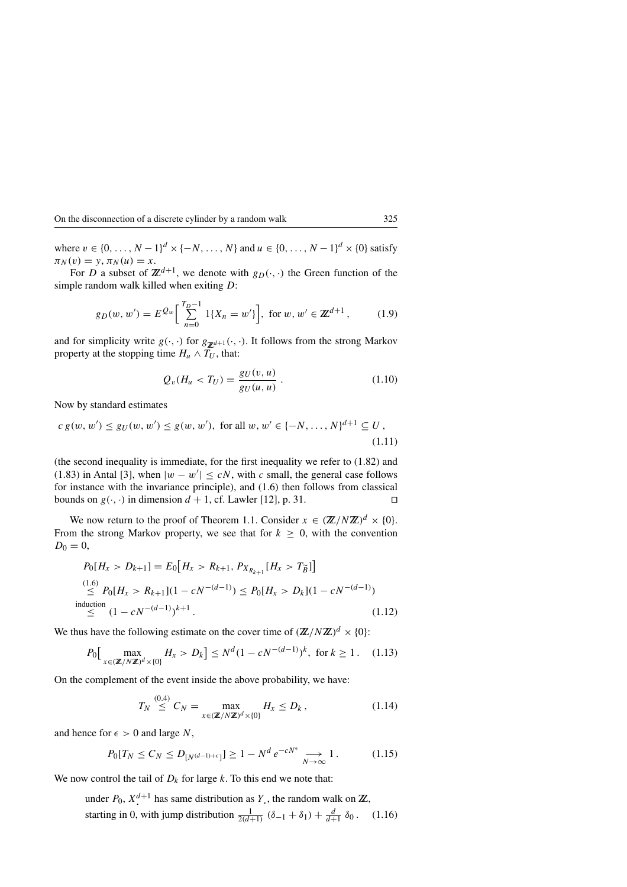where $v \in \{0, \dots, N-1\}^d \times \{-N, \dots, N\}$ and $u \in \{0, \dots, N-1\}^d \times \{0\}$ satisfy $\pi_N(v) = y$, $\pi_N(u) = x$.

For $D$ a subset of $\mathbb{Z}^{d+1}$, we denote with $g_D(\cdot, \cdot)$ the Green function of the simple random walk killed when exiting $D$:

$$g_D(w, w') = E^{Q_w}\Big[\sum_{n=0}^{T_D - 1} 1\{X_n = w'\}\Big], \text{ for } w, w' \in \mathbb{Z}^{d+1}, \tag{1.9}$$

and for simplicity write $g(\cdot, \cdot)$ for $g_{\mathbb{Z}^{d+1}}(\cdot, \cdot)$. It follows from the strong Markov property at the stopping time $H_u \wedge T_U$, that:

$$Q_v(H_u < T_U) = \frac{g_U(v, u)}{g_U(u, u)}. \tag{1.10}$$

Now by standard estimates

$$c\, g(w, w') \le g_U(w, w') \le g(w, w'), \text{ for all } w, w' \in \{-N, \dots, N\}^{d+1} \subseteq U, \tag{1.11}$$

(the second inequality is immediate, for the first inequality we refer to (1.82) and (1.83) in Antal [3], when $|w - w'| \le cN$, with $c$ small, the general case follows for instance with the invariance principle), and (1.6) then follows from classical bounds on $g(\cdot, \cdot)$ in dimension $d+1$, cf. Lawler [12], p. 31. $\square$

We now return to the proof of Theorem 1.1. Consider $x \in (\mathbb{Z}/N\mathbb{Z})^d \times \{0\}$. From the strong Markov property, we see that for $k \ge 0$, with the convention $D_0 = 0$,

$$\begin{aligned}
P_0[H_x > D_{k+1}] &= E_0\big[H_x > R_{k+1}, P_{X_{R_{k+1}}}[H_x > T_{\tilde{B}}]\big] \\
&\overset{(1.6)}{\le} P_0[H_x > R_{k+1}](1 - cN^{-(d-1)}) \le P_0[H_x > D_k](1 - cN^{-(d-1)}) \\
&\overset{\text{induction}}{\le} (1 - cN^{-(d-1)})^{k+1}.
\end{aligned} \tag{1.12}$$

We thus have the following estimate on the cover time of $(\mathbb{Z}/N\mathbb{Z})^d \times \{0\}$:

$$P_0\Big[\max_{x \in (\mathbb{Z}/N\mathbb{Z})^d \times \{0\}} H_x > D_k\Big] \le N^d (1 - cN^{-(d-1)})^k, \text{ for } k \ge 1. \tag{1.13}$$

On the complement of the event inside the above probability, we have:

$$T_N \overset{(0.4)}{\le} C_N = \max_{x \in (\mathbb{Z}/N\mathbb{Z})^d \times \{0\}} H_x \le D_k, \tag{1.14}$$

and hence for $\epsilon > 0$ and large $N$,

$$P_0[T_N \le C_N \le D_{[N^{(d-1)+\epsilon}]}] \ge 1 - N^d e^{-cN^\epsilon} \underset{N \to \infty}{\longrightarrow} 1. \tag{1.15}$$

We now control the tail of $D_k$ for large $k$. To this end we note that:

$$\begin{aligned}
&\text{under } P_0,\ X^{d+1}_{\cdot} \text{ has same distribution as } Y_{\cdot}, \text{ the random walk on } \mathbb{Z}, \\
&\text{starting in 0, with jump distribution } \tfrac{1}{2(d+1)}\,(\delta_{-1} + \delta_1) + \tfrac{d}{d+1}\,\delta_0.
\end{aligned} \tag{1.16}$$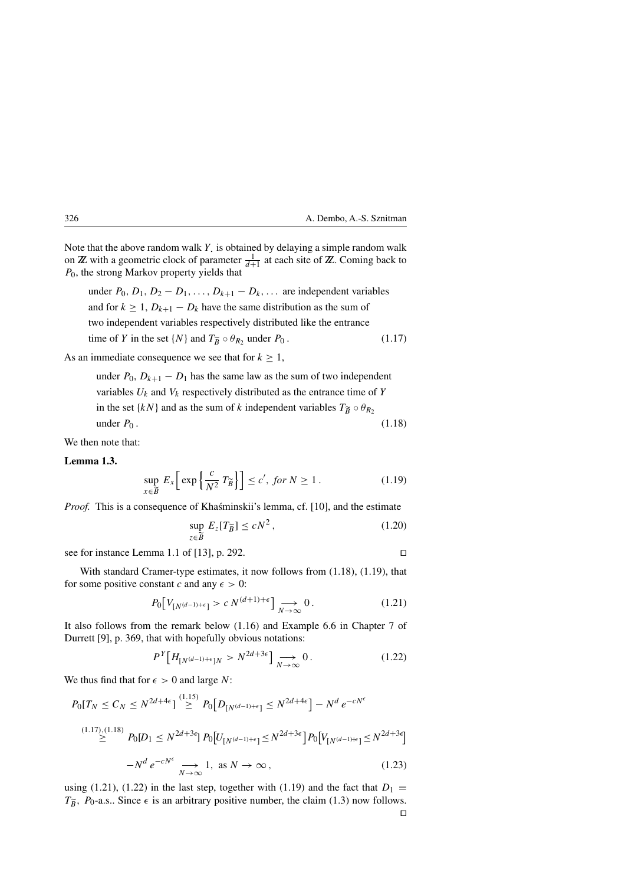Note that the above random walk $Y_.$ is obtained by delaying a simple random walk on $\mathbb{Z}$ with a geometric clock of parameter $\frac{1}{d+1}$ at each site of $\mathbb{Z}$. Coming back to $P_0$, the strong Markov property yields that

$$
\begin{aligned}
&\text{under } P_0,\ D_1, D_2 - D_1, \dots, D_{k+1} - D_k, \dots \text{ are independent variables} \\
&\text{and for } k \ge 1,\ D_{k+1} - D_k \text{ have the same distribution as the sum of} \\
&\text{two independent variables respectively distributed like the entrance} \\
&\text{time of } Y \text{ in the set } \{N\} \text{ and } T_{\widetilde{B}} \circ \theta_{R_2} \text{ under } P_0\,. \qquad (1.17)
\end{aligned}
$$

As an immediate consequence we see that for $k \ge 1$,

$$
\begin{aligned}
&\text{under } P_0,\ D_{k+1} - D_1 \text{ has the same law as the sum of two independent} \\
&\text{variables } U_k \text{ and } V_k \text{ respectively distributed as the entrance time of } Y \\
&\text{in the set } \{kN\} \text{ and as the sum of } k \text{ independent variables } T_{\widetilde{B}} \circ \theta_{R_2} \\
&\text{under } P_0\,. \qquad (1.18)
\end{aligned}
$$

We then note that:

**Lemma 1.3.**

$$
\sup_{x \in \widetilde{B}} E_x\Big[\exp\Big\{\frac{c}{N^2}\, T_{\widetilde{B}}\Big\}\Big] \le c', \ \textit{for } N \ge 1\,. \qquad (1.19)
$$

*Proof.* This is a consequence of Khaśminskii's lemma, cf. [10], and the estimate

$$
\sup_{z \in \widetilde{B}} E_z[T_{\widetilde{B}}] \le cN^2\,, \qquad (1.20)
$$

see for instance Lemma 1.1 of [13], p. 292. □

With standard Cramer-type estimates, it now follows from (1.18), (1.19), that for some positive constant $c$ and any $\epsilon > 0$:

$$
P_0\big[V_{[N^{(d-1)+\epsilon}]} > c\, N^{(d+1)+\epsilon}\big] \underset{N\to\infty}{\longrightarrow} 0\,. \qquad (1.21)
$$

It also follows from the remark below (1.16) and Example 6.6 in Chapter 7 of Durrett [9], p. 369, that with hopefully obvious notations:

$$
P^Y\big[H_{[N^{(d-1)+\epsilon}]N} > N^{2d+3\epsilon}\big] \underset{N\to\infty}{\longrightarrow} 0\,. \qquad (1.22)
$$

We thus find that for $\epsilon > 0$ and large $N$:

$$
\begin{aligned}
P_0[T_N \le C_N \le N^{2d+4\epsilon}] &\overset{(1.15)}{\ge} P_0\big[D_{[N^{(d-1)+\epsilon}]} \le N^{2d+4\epsilon}\big] - N^d\, e^{-cN^\epsilon} \\
&\overset{(1.17),(1.18)}{\ge} P_0[D_1 \le N^{2d+3\epsilon}]\, P_0\big[U_{[N^{(d-1)+\epsilon}]} \le N^{2d+3\epsilon}\big] P_0\big[V_{[N^{(d-1)+\epsilon}]} \le N^{2d+3\epsilon}\big] \\
&\quad - N^d\, e^{-cN^\epsilon} \underset{N\to\infty}{\longrightarrow} 1, \text{ as } N \to \infty\,, \qquad (1.23)
\end{aligned}
$$

using (1.21), (1.22) in the last step, together with (1.19) and the fact that $D_1 = T_{\widetilde{B}}$, $P_0$-a.s.. Since $\epsilon$ is an arbitrary positive number, the claim (1.3) now follows. □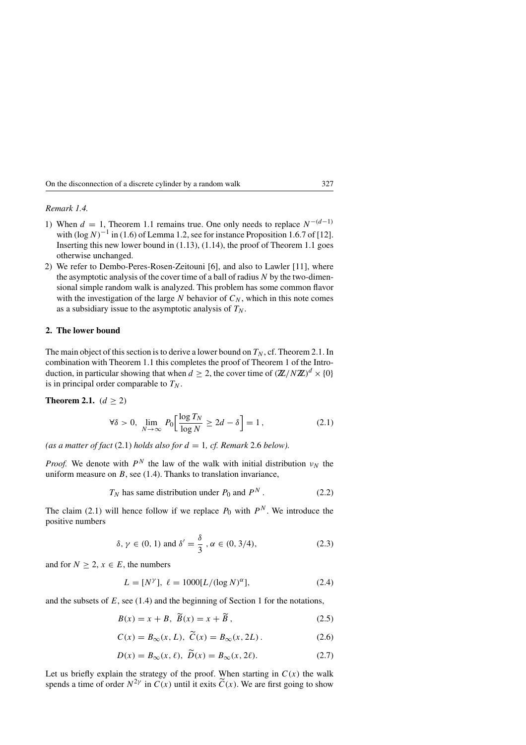*Remark 1.4.*

1) When $d = 1$, Theorem 1.1 remains true. One only needs to replace $N^{-(d-1)}$ with $(\log N)^{-1}$ in (1.6) of Lemma 1.2, see for instance Proposition 1.6.7 of [12]. Inserting this new lower bound in (1.13), (1.14), the proof of Theorem 1.1 goes otherwise unchanged.
2) We refer to Dembo-Peres-Rosen-Zeitouni [6], and also to Lawler [11], where the asymptotic analysis of the cover time of a ball of radius $N$ by the two-dimensional simple random walk is analyzed. This problem has some common flavor with the investigation of the large $N$ behavior of $C_N$, which in this note comes as a subsidiary issue to the asymptotic analysis of $T_N$.

## 2. The lower bound

The main object of this section is to derive a lower bound on $T_N$, cf. Theorem 2.1. In combination with Theorem 1.1 this completes the proof of Theorem 1 of the Introduction, in particular showing that when $d \geq 2$, the cover time of $(\mathbb{Z}/N\mathbb{Z})^d \times \{0\}$ is in principal order comparable to $T_N$.

**Theorem 2.1.** $(d \geq 2)$

$$\forall \delta > 0, \lim_{N \to \infty} P_0\Big[\frac{\log T_N}{\log N} \geq 2d - \delta\Big] = 1, \tag{2.1}$$

*(as a matter of fact* (2.1) *holds also for* $d = 1$*, cf. Remark* 2.6 *below).*

*Proof.* We denote with $P^N$ the law of the walk with initial distribution $\nu_N$ the uniform measure on $B$, see (1.4). Thanks to translation invariance,

$$T_N \text{ has same distribution under } P_0 \text{ and } P^N. \tag{2.2}$$

The claim (2.1) will hence follow if we replace $P_0$ with $P^N$. We introduce the positive numbers

$$\delta, \gamma \in (0,1) \text{ and } \delta' = \frac{\delta}{3}, \alpha \in (0, 3/4), \tag{2.3}$$

and for $N \geq 2$, $x \in E$, the numbers

$$L = [N^\gamma],\ \ell = 1000[L/(\log N)^\alpha], \tag{2.4}$$

and the subsets of $E$, see (1.4) and the beginning of Section 1 for the notations,

$$B(x) = x + B,\ \widetilde{B}(x) = x + \widetilde{B}, \tag{2.5}$$

$$C(x) = B_\infty(x, L),\ \widetilde{C}(x) = B_\infty(x, 2L). \tag{2.6}$$

$$D(x) = B_\infty(x, \ell),\ \widetilde{D}(x) = B_\infty(x, 2\ell). \tag{2.7}$$

Let us briefly explain the strategy of the proof. When starting in $C(x)$ the walk spends a time of order $N^{2\gamma}$ in $C(x)$ until it exits $\widetilde{C}(x)$. We are first going to show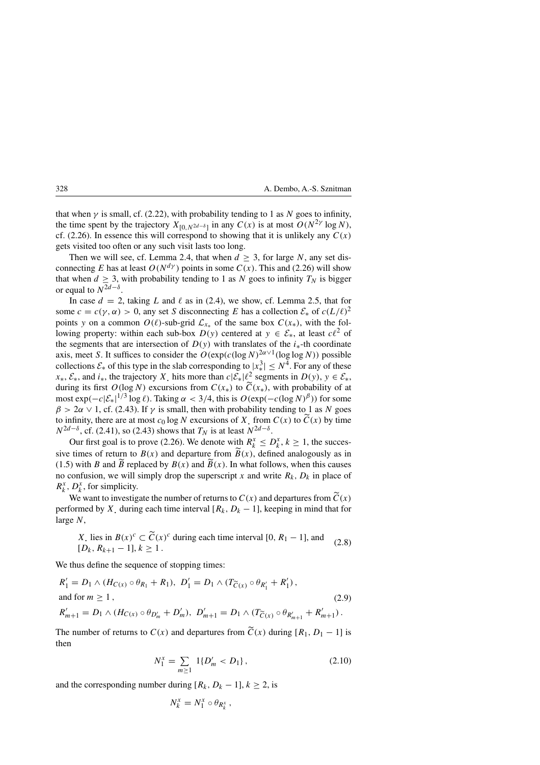that when $\gamma$ is small, cf. (2.22), with probability tending to 1 as $N$ goes to infinity, the time spent by the trajectory $X_{[0,N^{2d-\delta}]}$ in any $C(x)$ is at most $O(N^{2\gamma}\log N)$, cf. (2.26). In essence this will correspond to showing that it is unlikely any $C(x)$ gets visited too often or any such visit lasts too long.

Then we will see, cf. Lemma 2.4, that when $d \geq 3$, for large $N$, any set disconnecting $E$ has at least $O(N^{d\gamma})$ points in some $C(x)$. This and (2.26) will show that when $d \geq 3$, with probability tending to 1 as $N$ goes to infinity $T_N$ is bigger or equal to $N^{2d-\delta}$.

In case $d = 2$, taking $L$ and $\ell$ as in (2.4), we show, cf. Lemma 2.5, that for some $c = c(\gamma, \alpha) > 0$, any set $S$ disconnecting $E$ has a collection $\mathcal{E}_*$ of $c(L/\ell)^2$ points $y$ on a common $O(\ell)$-sub-grid $\mathcal{L}_{x_*}$ of the same box $C(x_*)$, with the following property: within each sub-box $D(y)$ centered at $y \in \mathcal{E}_*$, at least $c\ell^2$ of the segments that are intersection of $D(y)$ with translates of the $i_*$-th coordinate axis, meet $S$. It suffices to consider the $O(\exp(c(\log N)^{2\alpha\vee 1}(\log\log N))$ possible collections $\mathcal{E}_*$ of this type in the slab corresponding to $|x_*^3| \leq N^4$. For any of these $x_*$, $\mathcal{E}_*$, and $i_*$, the trajectory $X_.$ hits more than $c|\mathcal{E}_*|\ell^2$ segments in $D(y)$, $y \in \mathcal{E}_*$, during its first $O(\log N)$ excursions from $C(x_*)$ to $\widetilde{C}(x_*)$, with probability of at most $\exp(-c|\mathcal{E}_*|^{1/3}\log\ell)$. Taking $\alpha < 3/4$, this is $O(\exp(-c(\log N)^\beta))$ for some $\beta > 2\alpha \vee 1$, cf. (2.43). If $\gamma$ is small, then with probability tending to 1 as $N$ goes to infinity, there are at most $c_0 \log N$ excursions of $X_.$ from $C(x)$ to $\widetilde{C}(x)$ by time $N^{2d-\delta}$, cf. (2.41), so (2.43) shows that $T_N$ is at least $N^{2d-\delta}$.

Our first goal is to prove (2.26). We denote with $R_k^x \leq D_k^x$, $k \geq 1$, the successive times of return to $B(x)$ and departure from $\widetilde{B}(x)$, defined analogously as in (1.5) with $B$ and $\widetilde{B}$ replaced by $B(x)$ and $\widetilde{B}(x)$. In what follows, when this causes no confusion, we will simply drop the superscript $x$ and write $R_k$, $D_k$ in place of $R_k^x$, $D_k^x$, for simplicity.

We want to investigate the number of returns to $C(x)$ and departures from $\widetilde{C}(x)$ performed by $X_.$ during each time interval $[R_k, D_k - 1]$, keeping in mind that for large $N$,

$$X_. \text{ lies in } B(x)^c \subset \widetilde{C}(x)^c \text{ during each time interval } [0, R_1 - 1], \text{ and } [D_k, R_{k+1} - 1], k \geq 1\,. \tag{2.8}$$

We thus define the sequence of stopping times:

$$\begin{aligned}
&R_1' = D_1 \wedge (H_{C(x)} \circ \theta_{R_1} + R_1),\ D_1' = D_1 \wedge (T_{\widetilde{C}(x)} \circ \theta_{R_1'} + R_1')\,,\\
&\text{and for } m \geq 1\,,\\
&R_{m+1}' = D_1 \wedge (H_{C(x)} \circ \theta_{D_m'} + D_m'),\ D_{m+1}' = D_1 \wedge (T_{\widetilde{C}(x)} \circ \theta_{R_{m+1}'} + R_{m+1}')\,.
\end{aligned} \tag{2.9}$$

The number of returns to $C(x)$ and departures from $\widetilde{C}(x)$ during $[R_1, D_1 - 1]$ is then

$$N_1^x = \sum_{m\geq 1} 1\{D_m' < D_1\}\,, \tag{2.10}$$

and the corresponding number during $[R_k, D_k - 1]$, $k \geq 2$, is

$$N_k^x = N_1^x \circ \theta_{R_k^x}\,,$$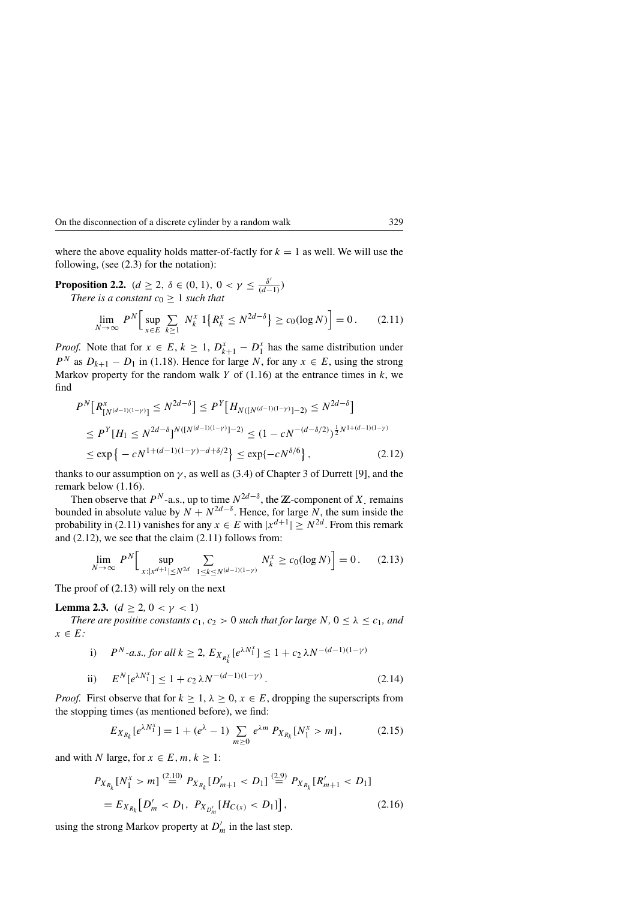where the above equality holds matter-of-factly for $k = 1$ as well. We will use the following, (see (2.3) for the notation):

**Proposition 2.2.** ($d \geq 2$, $\delta \in (0, 1)$, $0 < \gamma \leq \frac{\delta'}{(d-1)}$)
*There is a constant $c_0 \geq 1$ such that*

$$\lim_{N\to\infty} P^N\Big[\sup_{x\in E} \sum_{k\geq 1} N_k^x\, 1\{R_k^x \leq N^{2d-\delta}\} \geq c_0(\log N)\Big] = 0\,. \tag{2.11}$$

*Proof.* Note that for $x \in E$, $k \geq 1$, $D_{k+1}^x - D_1^x$ has the same distribution under $P^N$ as $D_{k+1} - D_1$ in (1.18). Hence for large $N$, for any $x \in E$, using the strong Markov property for the random walk $Y$ of (1.16) at the entrance times in $k$, we find

$$\begin{aligned}
P^N\big[R^x_{[N^{(d-1)(1-\gamma)}]} \leq N^{2d-\delta}\big] &\leq P^Y\big[H_{N([N^{(d-1)(1-\gamma)}]-2)} \leq N^{2d-\delta}\big] \\
&\leq P^Y[H_1 \leq N^{2d-\delta}]^{N([N^{(d-1)(1-\gamma)}]-2)} \leq (1 - cN^{-(d-\delta/2)})^{\frac{1}{2}N^{1+(d-1)(1-\gamma)}} \\
&\leq \exp\big\{-cN^{1+(d-1)(1-\gamma)-d+\delta/2}\big\} \leq \exp\{-cN^{\delta/6}\}\,,
\end{aligned} \tag{2.12}$$

thanks to our assumption on $\gamma$, as well as (3.4) of Chapter 3 of Durrett [9], and the remark below (1.16).

Then observe that $P^N$-a.s., up to time $N^{2d-\delta}$, the $\mathbb{Z}$-component of $X_.$ remains bounded in absolute value by $N + N^{2d-\delta}$. Hence, for large $N$, the sum inside the probability in (2.11) vanishes for any $x \in E$ with $|x^{d+1}| \geq N^{2d}$. From this remark and (2.12), we see that the claim (2.11) follows from:

$$\lim_{N\to\infty} P^N\Big[\sup_{x:|x^{d+1}|\leq N^{2d}} \sum_{1\leq k\leq N^{(d-1)(1-\gamma)}} N_k^x \geq c_0(\log N)\Big] = 0\,. \tag{2.13}$$

The proof of (2.13) will rely on the next

**Lemma 2.3.** ($d \geq 2$, $0 < \gamma < 1$)
*There are positive constants $c_1, c_2 > 0$ such that for large $N$, $0 \leq \lambda \leq c_1$, and $x \in E$:*

$$\text{i)} \quad P^N\text{-a.s., for all } k \geq 2,\ E_{X_{R_k^x}}[e^{\lambda N_1^x}] \leq 1 + c_2\,\lambda N^{-(d-1)(1-\gamma)}$$

$$\text{ii)} \quad E^N[e^{\lambda N_1^x}] \leq 1 + c_2\,\lambda N^{-(d-1)(1-\gamma)}\,. \tag{2.14}$$

*Proof.* First observe that for $k \geq 1$, $\lambda \geq 0$, $x \in E$, dropping the superscripts from the stopping times (as mentioned before), we find:

$$E_{X_{R_k}}[e^{\lambda N_1^x}] = 1 + (e^\lambda - 1) \sum_{m\geq 0} e^{\lambda m}\, P_{X_{R_k}}[N_1^x > m]\,, \tag{2.15}$$

and with $N$ large, for $x \in E$, $m, k \geq 1$:

$$\begin{aligned}
P_{X_{R_k}}[N_1^x > m] &\overset{(2.10)}{=} P_{X_{R_k}}[D'_{m+1} < D_1] \overset{(2.9)}{=} P_{X_{R_k}}[R'_{m+1} < D_1] \\
&= E_{X_{R_k}}\big[D'_m < D_1,\ P_{X_{D'_m}}[H_{C(x)} < D_1]\big]\,,
\end{aligned} \tag{2.16}$$

using the strong Markov property at $D'_m$ in the last step.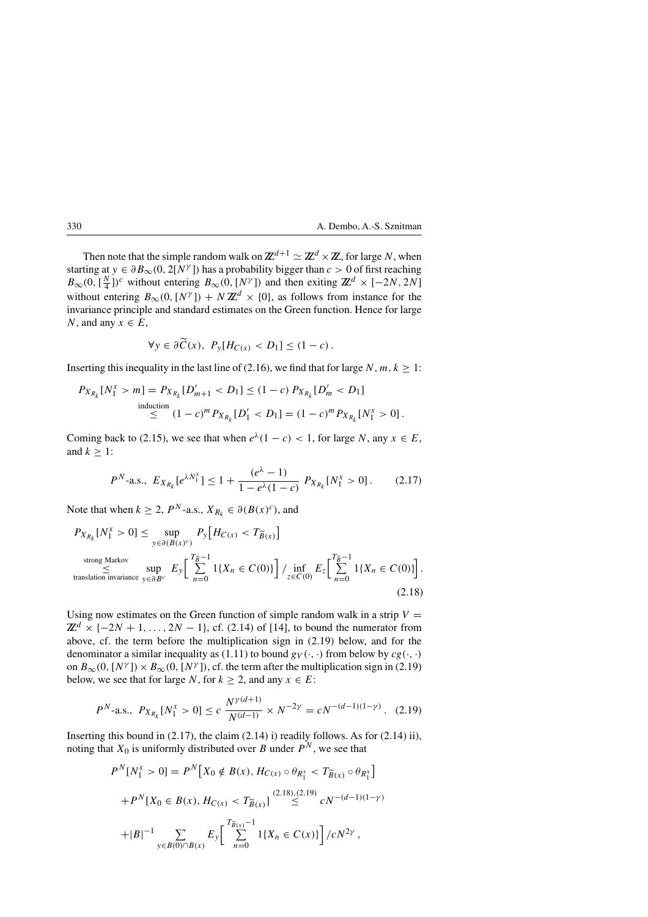Then note that the simple random walk on $\mathbb{Z}^{d+1} \simeq \mathbb{Z}^d \times \mathbb{Z}$, for large $N$, when starting at $y \in \partial B_\infty(0, 2[N^\gamma])$ has a probability bigger than $c > 0$ of first reaching $B_\infty(0, [\frac{N}{4}])^c$ without entering $B_\infty(0, [N^\gamma])$ and then exiting $\mathbb{Z}^d \times [-2N, 2N]$ without entering $B_\infty(0, [N^\gamma]) + N\mathbb{Z}^d \times \{0\}$, as follows from instance for the invariance principle and standard estimates on the Green function. Hence for large $N$, and any $x \in E$,

$$\forall y \in \partial \widetilde{C}(x), \; P_y[H_{C(x)} < D_1] \leq (1 - c)\,.$$

Inserting this inequality in the last line of (2.16), we find that for large $N, m, k \geq 1$:

$$\begin{aligned} P_{X_{R_k}}[N_1^x > m] = P_{X_{R_k}}[D'_{m+1} < D_1] &\leq (1-c)\, P_{X_{R_k}}[D'_m < D_1] \\ &\overset{\text{induction}}{\leq} (1-c)^m P_{X_{R_k}}[D'_1 < D_1] = (1-c)^m P_{X_{R_k}}[N_1^x > 0]\,. \end{aligned}$$

Coming back to (2.15), we see that when $e^\lambda(1-c) < 1$, for large $N$, any $x \in E$, and $k \geq 1$:

$$P^N\text{-a.s.,} \; E_{X_{R_k}}[e^{\lambda N_1^x}] \leq 1 + \frac{(e^\lambda - 1)}{1 - e^\lambda(1-c)}\; P_{X_{R_k}}[N_1^x > 0]\,. \tag{2.17}$$

Note that when $k \geq 2$, $P^N$-a.s., $X_{R_k} \in \partial(B(x)^c)$, and

$$\begin{aligned} P_{X_{R_k}}[N_1^x > 0] &\leq \sup_{y \in \partial(B(x)^c)} P_y\big[H_{C(x)} < T_{\widetilde{B}(x)}\big] \\ &\underset{\text{translation invariance}}{\overset{\text{strong Markov}}{\leq}} \sup_{y \in \partial B^c} E_y\Big[\sum_{n=0}^{T_{\widetilde{B}}-1} 1\{X_n \in C(0)\}\Big] \Big/ \inf_{z \in C(0)} E_z\Big[\sum_{n=0}^{T_{\widetilde{B}}-1} 1\{X_n \in C(0)\}\Big]. \end{aligned} \tag{2.18}$$

Using now estimates on the Green function of simple random walk in a strip $V = \mathbb{Z}^d \times \{-2N+1, \ldots, 2N-1\}$, cf. (2.14) of [14], to bound the numerator from above, cf. the term before the multiplication sign in (2.19) below, and for the denominator a similar inequality as (1.11) to bound $g_V(\cdot,\cdot)$ from below by $cg(\cdot,\cdot)$ on $B_\infty(0,[N^\gamma]) \times B_\infty(0,[N^\gamma])$, cf. the term after the multiplication sign in (2.19) below, we see that for large $N$, for $k \geq 2$, and any $x \in E$:

$$P^N\text{-a.s.,} \; P_{X_{R_k}}[N_1^x > 0] \leq c\, \frac{N^{\gamma(d+1)}}{N^{(d-1)}} \times N^{-2\gamma} = cN^{-(d-1)(1-\gamma)}\,. \tag{2.19}$$

Inserting this bound in (2.17), the claim (2.14) i) readily follows. As for (2.14) ii), noting that $X_0$ is uniformly distributed over $B$ under $P^N$, we see that

$$\begin{aligned} P^N[N_1^x > 0] &= P^N\big[X_0 \notin B(x),\, H_{C(x)} \circ \theta_{R_1^x} < T_{\widetilde{B}(x)} \circ \theta_{R_1^x}\big] \\ &+ P^N[X_0 \in B(x),\, H_{C(x)} < T_{\widetilde{B}(x)}] \overset{(2.18),(2.19)}{\leq} cN^{-(d-1)(1-\gamma)} \\ &+ |B|^{-1} \sum_{y \in B(0) \cap B(x)} E_y\Big[\sum_{n=0}^{T_{\widetilde{B}(x)}-1} 1\{X_n \in C(x)\}\Big] \Big/ cN^{2\gamma}\,, \end{aligned}$$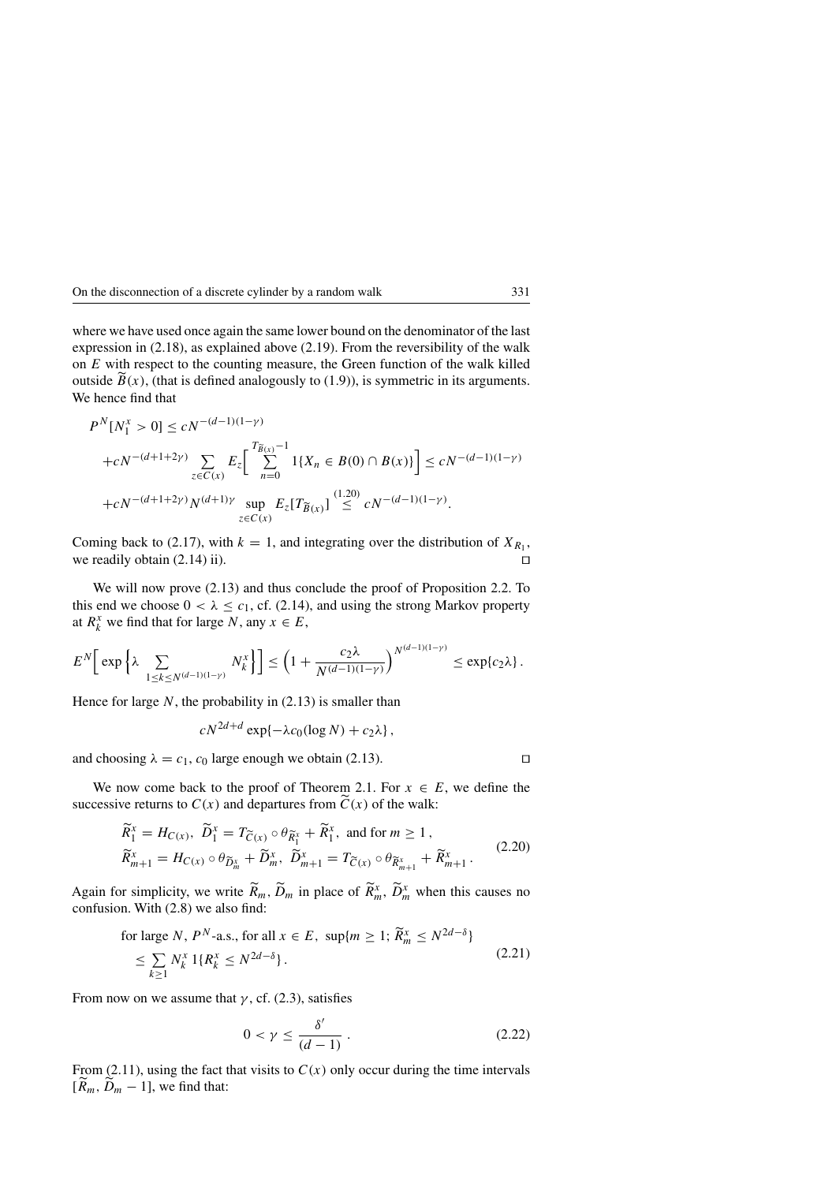where we have used once again the same lower bound on the denominator of the last expression in (2.18), as explained above (2.19). From the reversibility of the walk on $E$ with respect to the counting measure, the Green function of the walk killed outside $\widetilde{B}(x)$, (that is defined analogously to (1.9)), is symmetric in its arguments. We hence find that

$$
\begin{aligned}
&P^N[N_1^x > 0] \leq cN^{-(d-1)(1-\gamma)} \\
&+cN^{-(d+1+2\gamma)} \sum_{z \in C(x)} E_z\Big[\sum_{n=0}^{T_{\widetilde{B}(x)}-1} 1\{X_n \in B(0) \cap B(x)\}\Big] \leq cN^{-(d-1)(1-\gamma)} \\
&+cN^{-(d+1+2\gamma)} N^{(d+1)\gamma} \sup_{z \in C(x)} E_z[T_{\widetilde{B}(x)}] \overset{(1.20)}{\leq} cN^{-(d-1)(1-\gamma)}.
\end{aligned}
$$

Coming back to (2.17), with $k=1$, and integrating over the distribution of $X_{R_1}$, we readily obtain (2.14) ii). □

We will now prove (2.13) and thus conclude the proof of Proposition 2.2. To this end we choose $0 < \lambda \leq c_1$, cf. (2.14), and using the strong Markov property at $R_k^x$ we find that for large $N$, any $x \in E$,

$$
E^N\Big[\exp\Big\{\lambda \sum_{1 \leq k \leq N^{(d-1)(1-\gamma)}} N_k^x\Big\}\Big] \leq \Big(1 + \frac{c_2 \lambda}{N^{(d-1)(1-\gamma)}}\Big)^{N^{(d-1)(1-\gamma)}} \leq \exp\{c_2 \lambda\}\,.
$$

Hence for large $N$, the probability in (2.13) is smaller than

$$
cN^{2d+d} \exp\{-\lambda c_0 (\log N) + c_2 \lambda\}\,,
$$

and choosing $\lambda = c_1$, $c_0$ large enough we obtain (2.13). □

We now come back to the proof of Theorem 2.1. For $x \in E$, we define the successive returns to $C(x)$ and departures from $\widetilde{C}(x)$ of the walk:

$$
\begin{aligned}
&\widetilde{R}_1^x = H_{C(x)},\ \widetilde{D}_1^x = T_{\widetilde{C}(x)} \circ \theta_{\widetilde{R}_1^x} + \widetilde{R}_1^x, \text{ and for } m \geq 1\,, \\
&\widetilde{R}_{m+1}^x = H_{C(x)} \circ \theta_{\widetilde{D}_m^x} + \widetilde{D}_m^x,\ \widetilde{D}_{m+1}^x = T_{\widetilde{C}(x)} \circ \theta_{\widetilde{R}_{m+1}^x} + \widetilde{R}_{m+1}^x\,.
\end{aligned}
\tag{2.20}
$$

Again for simplicity, we write $\widetilde{R}_m$, $\widetilde{D}_m$ in place of $\widetilde{R}_m^x$, $\widetilde{D}_m^x$ when this causes no confusion. With (2.8) we also find:

$$
\begin{aligned}
&\text{for large } N,\ P^N\text{-a.s., for all } x \in E,\ \sup\{m \geq 1;\ \widetilde{R}_m^x \leq N^{2d-\delta}\} \\
&\quad \leq \sum_{k \geq 1} N_k^x\, 1\{R_k^x \leq N^{2d-\delta}\}\,.
\end{aligned}
\tag{2.21}
$$

From now on we assume that $\gamma$, cf. (2.3), satisfies

$$
0 < \gamma \leq \frac{\delta'}{(d-1)}\,. \tag{2.22}
$$

From (2.11), using the fact that visits to $C(x)$ only occur during the time intervals $[\widetilde{R}_m, \widetilde{D}_m - 1]$, we find that: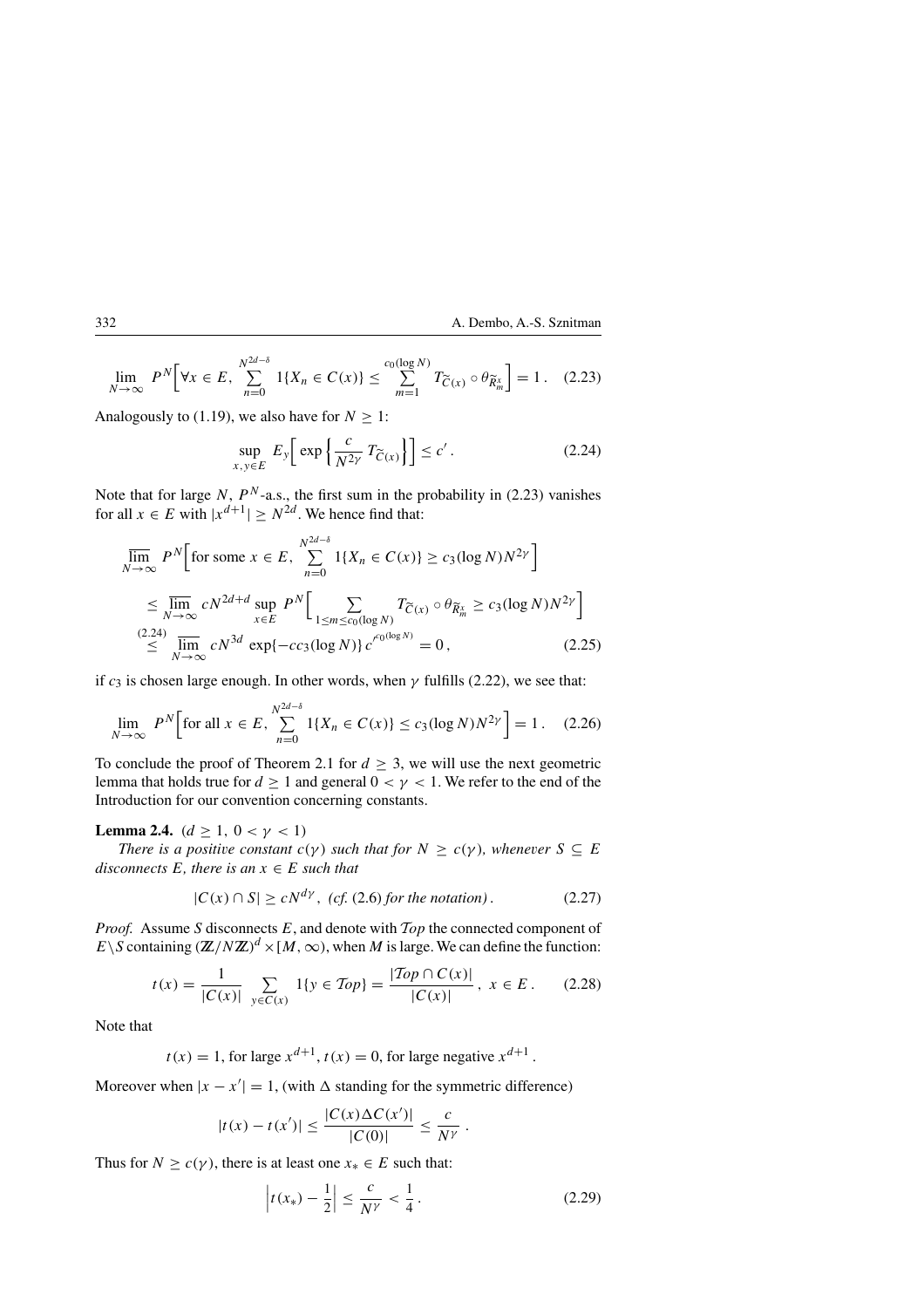$$\lim_{N\to\infty} P^N\Big[\forall x \in E,\ \sum_{n=0}^{N^{2d-\delta}} 1\{X_n \in C(x)\} \le \sum_{m=1}^{c_0(\log N)} T_{\widetilde{C}(x)} \circ \theta_{\widetilde{R}_m^x}\Big] = 1\,. \quad (2.23)$$

Analogously to (1.19), we also have for $N \ge 1$:

$$\sup_{x,y\in E} E_y\Big[\exp\Big\{\frac{c}{N^{2\gamma}}\, T_{\widetilde{C}(x)}\Big\}\Big] \le c'\,. \quad (2.24)$$

Note that for large $N$, $P^N$-a.s., the first sum in the probability in (2.23) vanishes for all $x \in E$ with $|x^{d+1}| \ge N^{2d}$. We hence find that:

$$\begin{aligned}
&\overline{\lim_{N\to\infty}}\ P^N\Big[\text{for some } x \in E,\ \sum_{n=0}^{N^{2d-\delta}} 1\{X_n \in C(x)\} \ge c_3(\log N)N^{2\gamma}\Big] \\
&\le \overline{\lim_{N\to\infty}}\ cN^{2d+d} \sup_{x\in E} P^N\Big[\sum_{1\le m\le c_0(\log N)} T_{\widetilde{C}(x)} \circ \theta_{\widetilde{R}_m^x} \ge c_3(\log N)N^{2\gamma}\Big] \\
&\overset{(2.24)}{\le} \overline{\lim_{N\to\infty}}\ cN^{3d}\, \exp\{-cc_3(\log N)\}\, c'^{\,c_0(\log N)} = 0\,, \quad (2.25)
\end{aligned}$$

if $c_3$ is chosen large enough. In other words, when $\gamma$ fulfills (2.22), we see that:

$$\lim_{N\to\infty} P^N\Big[\text{for all } x \in E,\ \sum_{n=0}^{N^{2d-\delta}} 1\{X_n \in C(x)\} \le c_3(\log N)N^{2\gamma}\Big] = 1\,. \quad (2.26)$$

To conclude the proof of Theorem 2.1 for $d \ge 3$, we will use the next geometric lemma that holds true for $d \ge 1$ and general $0 < \gamma < 1$. We refer to the end of the Introduction for our convention concerning constants.

**Lemma 2.4.** $(d \ge 1,\ 0 < \gamma < 1)$

*There is a positive constant $c(\gamma)$ such that for $N \ge c(\gamma)$, whenever $S \subseteq E$ disconnects $E$, there is an $x \in E$ such that*

$$|C(x) \cap S| \ge cN^{d\gamma}\,,\ \text{(cf. (2.6) for the notation)}\,. \quad (2.27)$$

*Proof.* Assume $S$ disconnects $E$, and denote with $\mathcal{T}op$ the connected component of $E\backslash S$ containing $(\mathbb{Z}/N\mathbb{Z})^d \times [M,\infty)$, when $M$ is large. We can define the function:

$$t(x) = \frac{1}{|C(x)|} \sum_{y\in C(x)} 1\{y \in \mathcal{T}op\} = \frac{|\mathcal{T}op \cap C(x)|}{|C(x)|}\,,\ x \in E\,. \quad (2.28)$$

Note that

$$t(x) = 1, \text{ for large } x^{d+1},\ t(x) = 0, \text{ for large negative } x^{d+1}\,.$$

Moreover when $|x - x'| = 1$, (with $\Delta$ standing for the symmetric difference)

$$|t(x) - t(x')| \le \frac{|C(x)\Delta C(x')|}{|C(0)|} \le \frac{c}{N^\gamma}\,.$$

Thus for $N \ge c(\gamma)$, there is at least one $x_* \in E$ such that:

$$\Big|t(x_*) - \frac{1}{2}\Big| \le \frac{c}{N^\gamma} < \frac{1}{4}\,. \quad (2.29)$$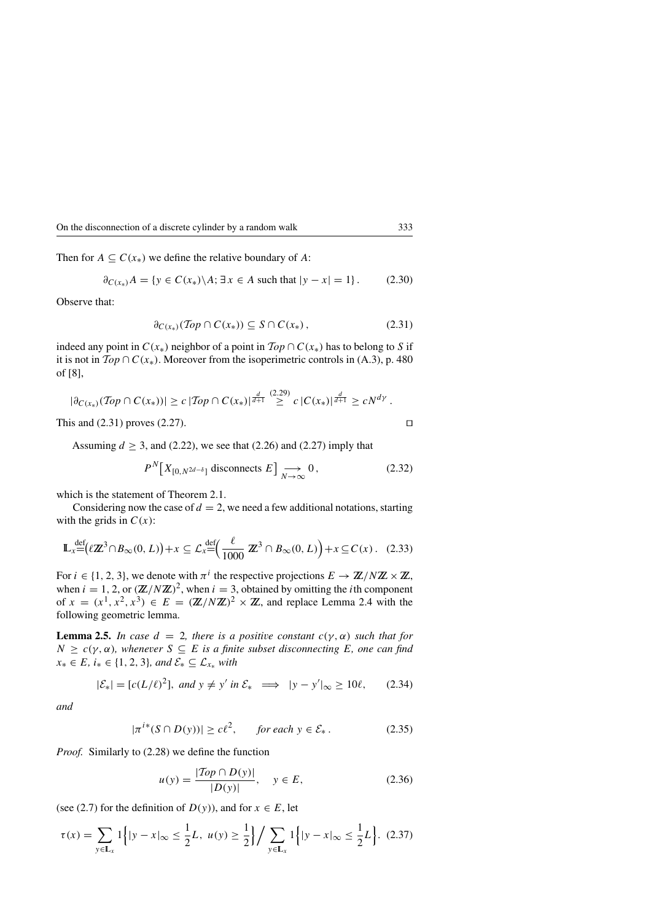Then for $A \subseteq C(x_*)$ we define the relative boundary of $A$:

$$\partial_{C(x_*)} A = \{y \in C(x_*) \backslash A; \exists\, x \in A \text{ such that } |y - x| = 1\}. \tag{2.30}$$

Observe that:

$$\partial_{C(x_*)}(\mathcal{T}op \cap C(x_*)) \subseteq S \cap C(x_*), \tag{2.31}$$

indeed any point in $C(x_*)$ neighbor of a point in $\mathcal{T}op \cap C(x_*)$ has to belong to $S$ if it is not in $\mathcal{T}op \cap C(x_*)$. Moreover from the isoperimetric controls in (A.3), p. 480 of [8],

$$|\partial_{C(x_*)}(\mathcal{T}op \cap C(x_*))| \geq c\, |\mathcal{T}op \cap C(x_*)|^{\frac{d}{d+1}} \overset{(2.29)}{\geq} c\, |C(x_*)|^{\frac{d}{d+1}} \geq c N^{d\gamma}.$$

This and (2.31) proves (2.27). □

Assuming $d \geq 3$, and (2.22), we see that (2.26) and (2.27) imply that

$$P^N\big[X_{[0,N^{2d-\delta}]} \text{ disconnects } E\big] \underset{N \to \infty}{\longrightarrow} 0, \tag{2.32}$$

which is the statement of Theorem 2.1.

Considering now the case of $d = 2$, we need a few additional notations, starting with the grids in $C(x)$:

$$\mathbb{L}_x \overset{\text{def}}{=} \big(\ell \mathbb{Z}^3 \cap B_\infty(0, L)\big) + x \subseteq \mathcal{L}_x \overset{\text{def}}{=} \Big(\frac{\ell}{1000}\, \mathbb{Z}^3 \cap B_\infty(0, L)\Big) + x \subseteq C(x). \tag{2.33}$$

For $i \in \{1, 2, 3\}$, we denote with $\pi^i$ the respective projections $E \to \mathbb{Z}/N\mathbb{Z} \times \mathbb{Z}$, when $i = 1, 2$, or $(\mathbb{Z}/N\mathbb{Z})^2$, when $i = 3$, obtained by omitting the $i$th component of $x = (x^1, x^2, x^3) \in E = (\mathbb{Z}/N\mathbb{Z})^2 \times \mathbb{Z}$, and replace Lemma 2.4 with the following geometric lemma.

**Lemma 2.5.** *In case $d = 2$, there is a positive constant $c(\gamma, \alpha)$ such that for $N \geq c(\gamma, \alpha)$, whenever $S \subseteq E$ is a finite subset disconnecting $E$, one can find $x_* \in E$, $i_* \in \{1, 2, 3\}$, and $\mathcal{E}_* \subseteq \mathcal{L}_{x_*}$ with*

$$|\mathcal{E}_*| = [c(L/\ell)^2], \text{ and } y \neq y' \text{ in } \mathcal{E}_* \implies |y - y'|_\infty \geq 10\ell, \tag{2.34}$$

*and*

$$|\pi^{i_*}(S \cap D(y))| \geq c\ell^2, \qquad \text{for each } y \in \mathcal{E}_*. \tag{2.35}$$

*Proof.* Similarly to (2.28) we define the function

$$u(y) = \frac{|\mathcal{T}op \cap D(y)|}{|D(y)|}, \quad y \in E, \tag{2.36}$$

(see (2.7) for the definition of $D(y)$), and for $x \in E$, let

$$\tau(x) = \sum_{y \in \mathbb{L}_x} 1\Big\{|y - x|_\infty \leq \frac{1}{2}L,\ u(y) \geq \frac{1}{2}\Big\} \Big/ \sum_{y \in \mathbb{L}_x} 1\Big\{|y - x|_\infty \leq \frac{1}{2}L\Big\}. \tag{2.37}$$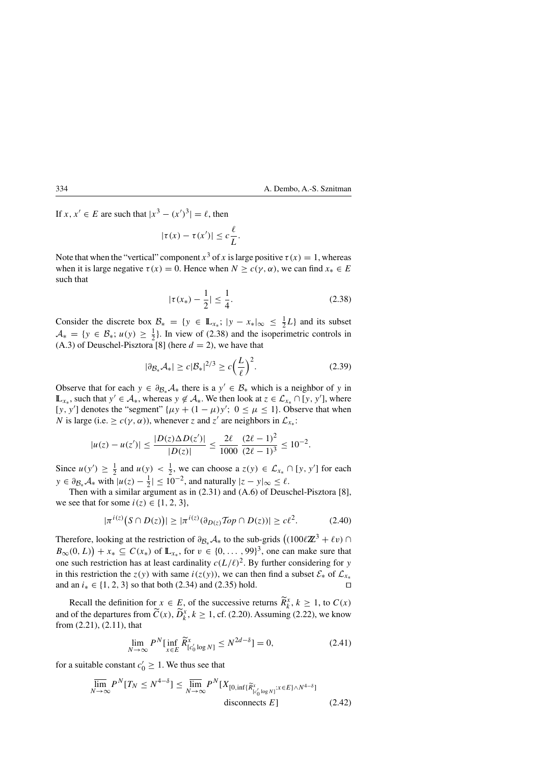If $x, x' \in E$ are such that $|x^3 - (x')^3| = \ell$, then

$$|\tau(x) - \tau(x')| \leq c\frac{\ell}{L}.$$

Note that when the "vertical" component $x^3$ of $x$ is large positive $\tau(x) = 1$, whereas when it is large negative $\tau(x) = 0$. Hence when $N \geq c(\gamma, \alpha)$, we can find $x_* \in E$ such that

$$|\tau(x_*) - \frac{1}{2}| \leq \frac{1}{4}. \tag{2.38}$$

Consider the discrete box $\mathcal{B}_* = \{y \in \mathbb{L}_{x_*};\ |y - x_*|_\infty \leq \frac{1}{2}L\}$ and its subset $\mathcal{A}_* = \{y \in \mathcal{B}_*;\ u(y) \geq \frac{1}{2}\}$. In view of (2.38) and the isoperimetric controls in (A.3) of Deuschel-Pisztora [8] (here $d = 2$), we have that

$$|\partial_{\mathcal{B}_*}\mathcal{A}_*| \geq c|\mathcal{B}_*|^{2/3} \geq c\Big(\frac{L}{\ell}\Big)^2. \tag{2.39}$$

Observe that for each $y \in \partial_{\mathcal{B}_*}\mathcal{A}_*$ there is a $y' \in \mathcal{B}_*$ which is a neighbor of $y$ in $\mathbb{L}_{x_*}$, such that $y' \in \mathcal{A}_*$, whereas $y \notin \mathcal{A}_*$. We then look at $z \in \mathcal{L}_{x_*} \cap [y, y']$, where $[y, y']$ denotes the "segment" $\{\mu y + (1-\mu)y';\ 0 \leq \mu \leq 1\}$. Observe that when $N$ is large (i.e. $\geq c(\gamma, \alpha)$), whenever $z$ and $z'$ are neighbors in $\mathcal{L}_{x_*}$:

$$|u(z) - u(z')| \leq \frac{|D(z)\Delta D(z')|}{|D(z)|} \leq \frac{2\ell}{1000}\ \frac{(2\ell-1)^2}{(2\ell-1)^3} \leq 10^{-2}.$$

Since $u(y') \geq \frac{1}{2}$ and $u(y) < \frac{1}{2}$, we can choose a $z(y) \in \mathcal{L}_{x_*} \cap [y, y']$ for each $y \in \partial_{\mathcal{B}_*}\mathcal{A}_*$ with $|u(z) - \frac{1}{2}| \leq 10^{-2}$, and naturally $|z - y|_\infty \leq \ell$.

Then with a similar argument as in (2.31) and (A.6) of Deuschel-Pisztora [8], we see that for some $i(z) \in \{1, 2, 3\}$,

$$|\pi^{i(z)}\big(S \cap D(z)\big)| \geq |\pi^{i(z)}(\partial_{D(z)}\mathcal{T}op \cap D(z))| \geq c\ell^2. \tag{2.40}$$

Therefore, looking at the restriction of $\partial_{\mathcal{B}_*}\mathcal{A}_*$ to the sub-grids $\big((100\ell\mathbb{Z}^3 + \ell v) \cap B_\infty(0, L)\big) + x_* \subseteq C(x_*)$ of $\mathbb{L}_{x_*}$, for $v \in \{0, \ldots, 99\}^3$, one can make sure that one such restriction has at least cardinality $c(L/\ell)^2$. By further considering for $y$ in this restriction the $z(y)$ with same $i(z(y))$, we can then find a subset $\mathcal{E}_*$ of $\mathcal{L}_{x_*}$ and an $i_* \in \{1, 2, 3\}$ so that both (2.34) and (2.35) hold. $\square$

Recall the definition for $x \in E$, of the successive returns $\widetilde{R}^x_k$, $k \geq 1$, to $C(x)$ and of the departures from $\widetilde{C}(x)$, $\widetilde{D}^x_k$, $k \geq 1$, cf. (2.20). Assuming (2.22), we know from (2.21), (2.11), that

$$\lim_{N\to\infty} P^N[\inf_{x\in E} \widetilde{R}^x_{[c_0' \log N]} \leq N^{2d-\delta}] = 0, \tag{2.41}$$

for a suitable constant $c_0' \geq 1$. We thus see that

$$\overline{\lim_{N\to\infty}}\, P^N[T_N \leq N^{4-\delta}] \leq \overline{\lim_{N\to\infty}}\, P^N[X_{[0, \inf\{\widetilde{R}^x_{[c_0' \log N]}: x \in E\} \wedge N^{4-\delta}]} \text{ disconnects } E] \tag{2.42}$$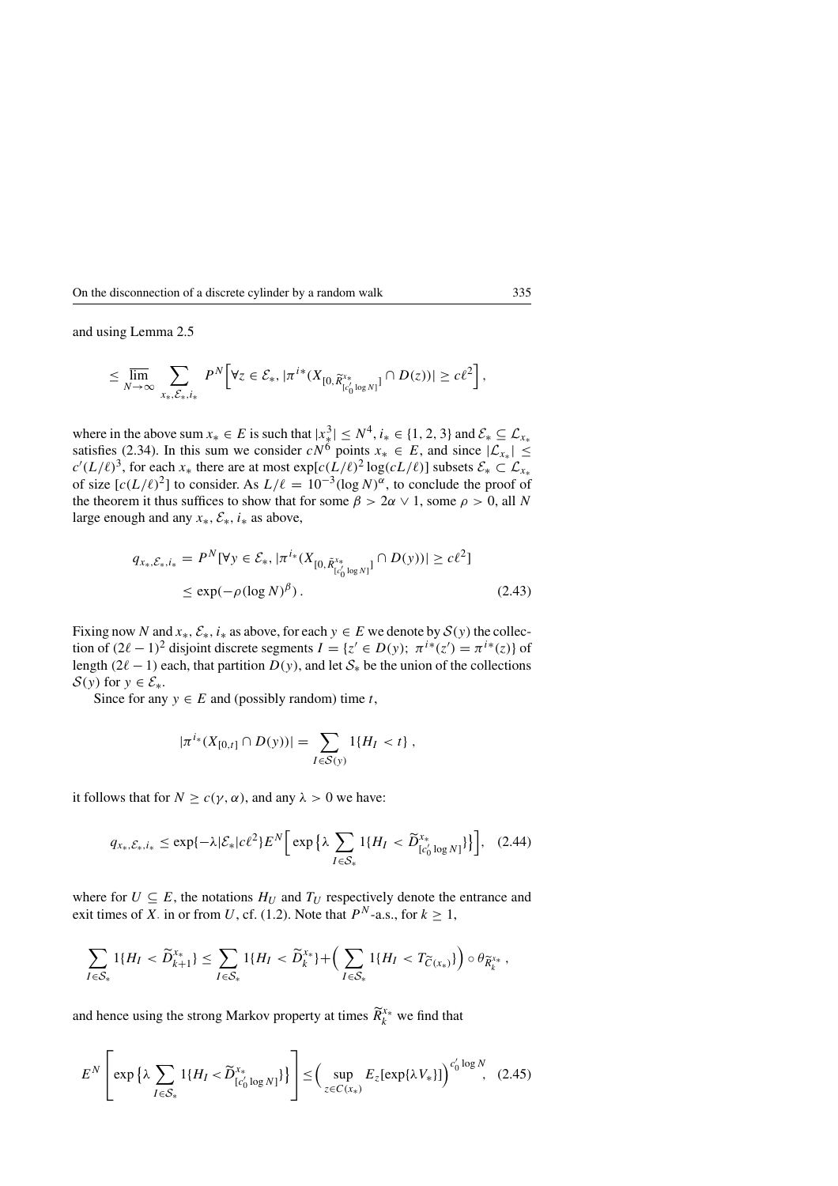and using Lemma 2.5

$$\leq \varlimsup_{N\to\infty} \sum_{x_*,\mathcal{E}_*,i_*} P^N\Big[\forall z \in \mathcal{E}_*,\, |\pi^{i*}(X_{[0,\widetilde{R}^{x_*}_{[c_0' \log N]}]} \cap D(z))| \geq c\ell^2\Big],$$

where in the above sum $x_* \in E$ is such that $|x_*^3| \leq N^4$, $i_* \in \{1,2,3\}$ and $\mathcal{E}_* \subseteq \mathcal{L}_{x_*}$ satisfies (2.34). In this sum we consider $cN^6$ points $x_* \in E$, and since $|\mathcal{L}_{x_*}| \leq c'(L/\ell)^3$, for each $x_*$ there are at most $\exp[c(L/\ell)^2 \log(cL/\ell)]$ subsets $\mathcal{E}_* \subset \mathcal{L}_{x_*}$ of size $[c(L/\ell)^2]$ to consider. As $L/\ell = 10^{-3}(\log N)^\alpha$, to conclude the proof of the theorem it thus suffices to show that for some $\beta > 2\alpha \vee 1$, some $\rho > 0$, all $N$ large enough and any $x_*, \mathcal{E}_*, i_*$ as above,

$$\begin{aligned} q_{x_*,\mathcal{E}_*,i_*} &= P^N[\forall y \in \mathcal{E}_*,\, |\pi^{i_*}(X_{[0,\tilde{R}^{x_*}_{[c_0' \log N]}]} \cap D(y))| \geq c\ell^2] \\ &\leq \exp(-\rho(\log N)^\beta)\,. \end{aligned} \tag{2.43}$$

Fixing now $N$ and $x_*, \mathcal{E}_*, i_*$ as above, for each $y \in E$ we denote by $\mathcal{S}(y)$ the collection of $(2\ell-1)^2$ disjoint discrete segments $I = \{z' \in D(y);\ \pi^{i*}(z') = \pi^{i*}(z)\}$ of length $(2\ell - 1)$ each, that partition $D(y)$, and let $\mathcal{S}_*$ be the union of the collections $\mathcal{S}(y)$ for $y \in \mathcal{E}_*$.

Since for any $y \in E$ and (possibly random) time $t$,

$$|\pi^{i_*}(X_{[0,t]} \cap D(y))| = \sum_{I \in \mathcal{S}(y)} 1\{H_I < t\}\,,$$

it follows that for $N \geq c(\gamma, \alpha)$, and any $\lambda > 0$ we have:

$$q_{x_*,\mathcal{E}_*,i_*} \leq \exp\{-\lambda|\mathcal{E}_*|c\ell^2\} E^N\Big[\exp\big\{\lambda \sum_{I\in\mathcal{S}_*} 1\{H_I < \widetilde{D}^{x_*}_{[c_0' \log N]}\}\big\}\Big], \tag{2.44}$$

where for $U \subseteq E$, the notations $H_U$ and $T_U$ respectively denote the entrance and exit times of $X_\cdot$ in or from $U$, cf. (1.2). Note that $P^N$-a.s., for $k \geq 1$,

$$\sum_{I\in\mathcal{S}_*} 1\{H_I < \widetilde{D}^{x_*}_{k+1}\} \leq \sum_{I\in\mathcal{S}_*} 1\{H_I < \widetilde{D}^{x_*}_k\} + \Big(\sum_{I\in\mathcal{S}_*} 1\{H_I < T_{\widetilde{C}(x_*)}\}\Big) \circ \theta_{\widetilde{R}^{x_*}_k}\,,$$

and hence using the strong Markov property at times $\widetilde{R}^{x_*}_k$ we find that

$$E^N\left[\exp\big\{\lambda \sum_{I\in\mathcal{S}_*} 1\{H_I < \widetilde{D}^{x_*}_{[c_0' \log N]}\}\big\}\right] \leq \Big(\sup_{z\in C(x_*)} E_z[\exp\{\lambda V_*\}]\Big)^{c_0' \log N}, \tag{2.45}$$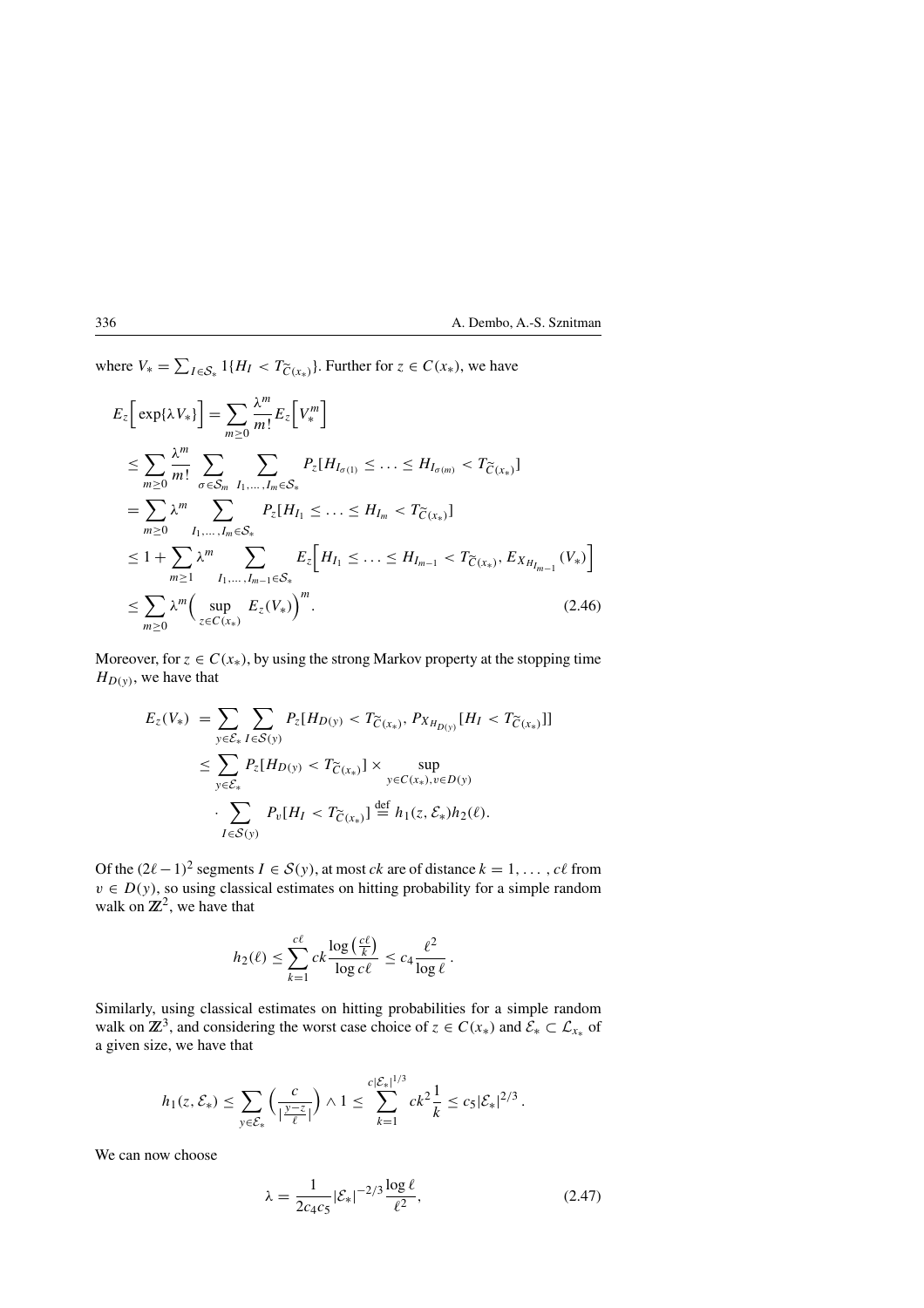where $V_* = \sum_{I \in \mathcal{S}_*} 1\{H_I < T_{\widetilde{C}(x_*)}\}$. Further for $z \in C(x_*)$, we have

$$
\begin{aligned}
E_z\Big[\exp\{\lambda V_*\}\Big] &= \sum_{m \geq 0} \frac{\lambda^m}{m!} E_z\Big[V_*^m\Big] \\
&\leq \sum_{m \geq 0} \frac{\lambda^m}{m!} \sum_{\sigma \in \mathcal{S}_m} \sum_{I_1, \ldots, I_m \in \mathcal{S}_*} P_z[H_{I_{\sigma(1)}} \leq \ldots \leq H_{I_{\sigma(m)}} < T_{\widetilde{C}(x_*)}] \\
&= \sum_{m \geq 0} \lambda^m \sum_{I_1, \ldots, I_m \in \mathcal{S}_*} P_z[H_{I_1} \leq \ldots \leq H_{I_m} < T_{\widetilde{C}(x_*)}] \\
&\leq 1 + \sum_{m \geq 1} \lambda^m \sum_{I_1, \ldots, I_{m-1} \in \mathcal{S}_*} E_z\Big[H_{I_1} \leq \ldots \leq H_{I_{m-1}} < T_{\widetilde{C}(x_*)}, E_{X_{H_{I_{m-1}}}}(V_*)\Big] \\
&\leq \sum_{m \geq 0} \lambda^m \Big(\sup_{z \in C(x_*)} E_z(V_*)\Big)^m. \qquad (2.46)
\end{aligned}
$$

Moreover, for $z \in C(x_*)$, by using the strong Markov property at the stopping time $H_{D(y)}$, we have that

$$
\begin{aligned}
E_z(V_*) &= \sum_{y \in \mathcal{E}_*} \sum_{I \in \mathcal{S}(y)} P_z[H_{D(y)} < T_{\widetilde{C}(x_*)}, P_{X_{H_{D(y)}}}[H_I < T_{\widetilde{C}(x_*)}]] \\
&\leq \sum_{y \in \mathcal{E}_*} P_z[H_{D(y)} < T_{\widetilde{C}(x_*)}] \times \sup_{y \in C(x_*), v \in D(y)} \\
&\quad \cdot \sum_{I \in \mathcal{S}(y)} P_v[H_I < T_{\widetilde{C}(x_*)}] \stackrel{\text{def}}{=} h_1(z, \mathcal{E}_*) h_2(\ell).
\end{aligned}
$$

Of the $(2\ell - 1)^2$ segments $I \in \mathcal{S}(y)$, at most $ck$ are of distance $k = 1, \ldots, c\ell$ from $v \in D(y)$, so using classical estimates on hitting probability for a simple random walk on $\mathbb{Z}^2$, we have that

$$
h_2(\ell) \leq \sum_{k=1}^{c\ell} ck \frac{\log\left(\frac{c\ell}{k}\right)}{\log c\ell} \leq c_4 \frac{\ell^2}{\log \ell}\,.
$$

Similarly, using classical estimates on hitting probabilities for a simple random walk on $\mathbb{Z}^3$, and considering the worst case choice of $z \in C(x_*)$ and $\mathcal{E}_* \subset \mathcal{L}_{x_*}$ of a given size, we have that

$$
h_1(z, \mathcal{E}_*) \leq \sum_{y \in \mathcal{E}_*} \Big(\frac{c}{|\frac{y-z}{\ell}|}\Big) \wedge 1 \leq \sum_{k=1}^{c|\mathcal{E}_*|^{1/3}} ck^2 \frac{1}{k} \leq c_5 |\mathcal{E}_*|^{2/3}\,.
$$

We can now choose

$$
\lambda = \frac{1}{2c_4 c_5} |\mathcal{E}_*|^{-2/3} \frac{\log \ell}{\ell^2}, \qquad (2.47)
$$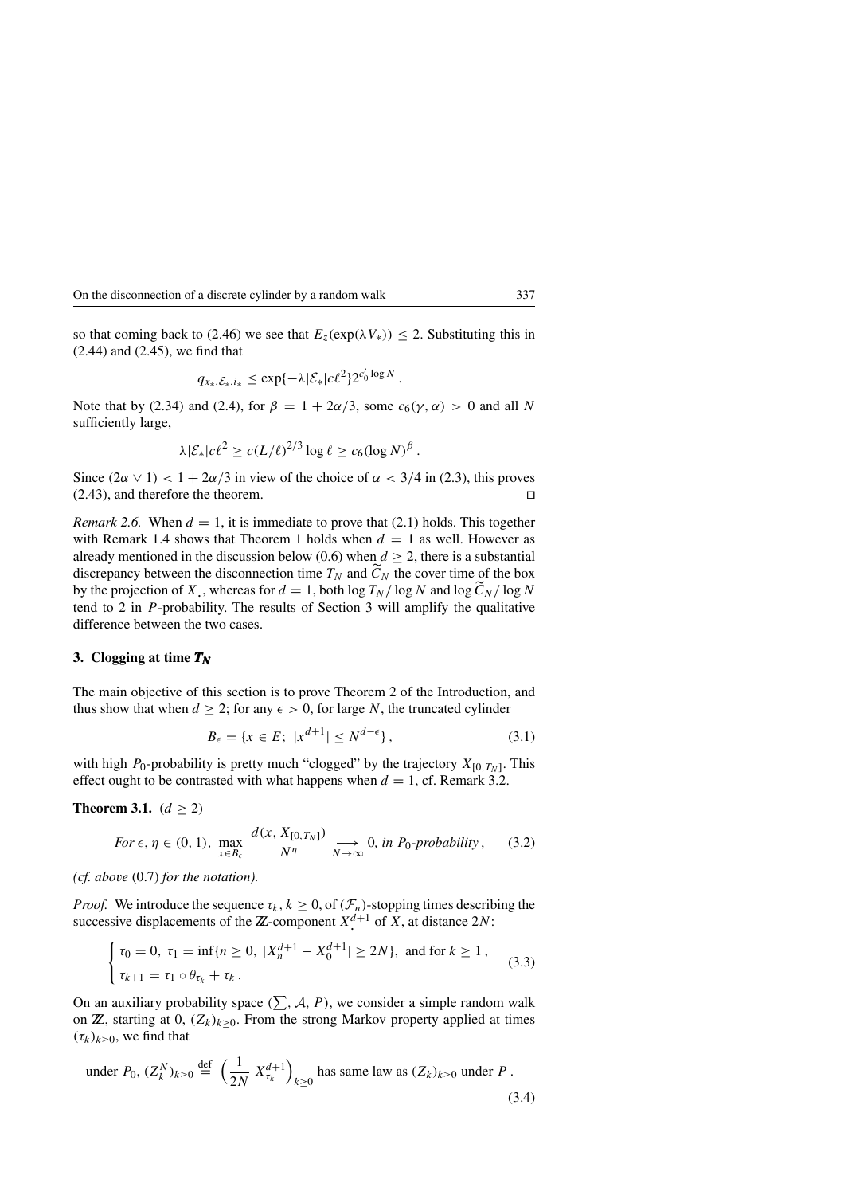so that coming back to (2.46) we see that $E_z(\exp(\lambda V_*)) \le 2$. Substituting this in (2.44) and (2.45), we find that

$$q_{x_*, \mathcal{E}_*, i_*} \le \exp\{-\lambda |\mathcal{E}_*| c \ell^2\} 2^{c_0' \log N} \,.$$

Note that by (2.34) and (2.4), for $\beta = 1 + 2\alpha/3$, some $c_6(\gamma, \alpha) > 0$ and all $N$ sufficiently large,

$$\lambda |\mathcal{E}_*| c \ell^2 \ge c (L/\ell)^{2/3} \log \ell \ge c_6 (\log N)^\beta \,.$$

Since $(2\alpha \vee 1) < 1 + 2\alpha/3$ in view of the choice of $\alpha < 3/4$ in (2.3), this proves (2.43), and therefore the theorem. $\square$

*Remark 2.6.* When $d = 1$, it is immediate to prove that (2.1) holds. This together with Remark 1.4 shows that Theorem 1 holds when $d = 1$ as well. However as already mentioned in the discussion below (0.6) when $d \ge 2$, there is a substantial discrepancy between the disconnection time $T_N$ and $\widetilde{C}_N$ the cover time of the box by the projection of $X_.$, whereas for $d = 1$, both $\log T_N / \log N$ and $\log \widetilde{C}_N / \log N$ tend to 2 in $P$-probability. The results of Section 3 will amplify the qualitative difference between the two cases.

## 3. Clogging at time $T_N$

The main objective of this section is to prove Theorem 2 of the Introduction, and thus show that when $d \ge 2$; for any $\epsilon > 0$, for large $N$, the truncated cylinder

$$B_\epsilon = \{x \in E;\ |x^{d+1}| \le N^{d-\epsilon}\} \,, \tag{3.1}$$

with high $P_0$-probability is pretty much "clogged" by the trajectory $X_{[0,T_N]}$. This effect ought to be contrasted with what happens when $d = 1$, cf. Remark 3.2.

**Theorem 3.1.** $(d \ge 2)$

$$\textit{For } \epsilon, \eta \in (0,1),\ \max_{x \in B_\epsilon} \frac{d(x, X_{[0,T_N]})}{N^\eta} \underset{N \to \infty}{\longrightarrow} 0, \textit{ in } P_0\textit{-probability}\,, \tag{3.2}$$

*(cf. above* (0.7) *for the notation).*

*Proof.* We introduce the sequence $\tau_k$, $k \ge 0$, of $(\mathcal{F}_n)$-stopping times describing the successive displacements of the $\mathbb{Z}$-component $X_.^{d+1}$ of $X$, at distance $2N$:

$$\begin{cases} \tau_0 = 0,\ \tau_1 = \inf\{n \ge 0,\ |X_n^{d+1} - X_0^{d+1}| \ge 2N\}, \text{ and for } k \ge 1\,, \\ \tau_{k+1} = \tau_1 \circ \theta_{\tau_k} + \tau_k\,. \end{cases} \tag{3.3}$$

On an auxiliary probability space $(\sum, \mathcal{A}, P)$, we consider a simple random walk on $\mathbb{Z}$, starting at 0, $(Z_k)_{k\ge 0}$. From the strong Markov property applied at times $(\tau_k)_{k \ge 0}$, we find that

$$\text{under } P_0,\ (Z_k^N)_{k\ge 0} \overset{\text{def}}{=} \left(\frac{1}{2N}\, X_{\tau_k}^{d+1}\right)_{k \ge 0} \text{ has same law as } (Z_k)_{k\ge 0} \text{ under } P\,. \tag{3.4}$$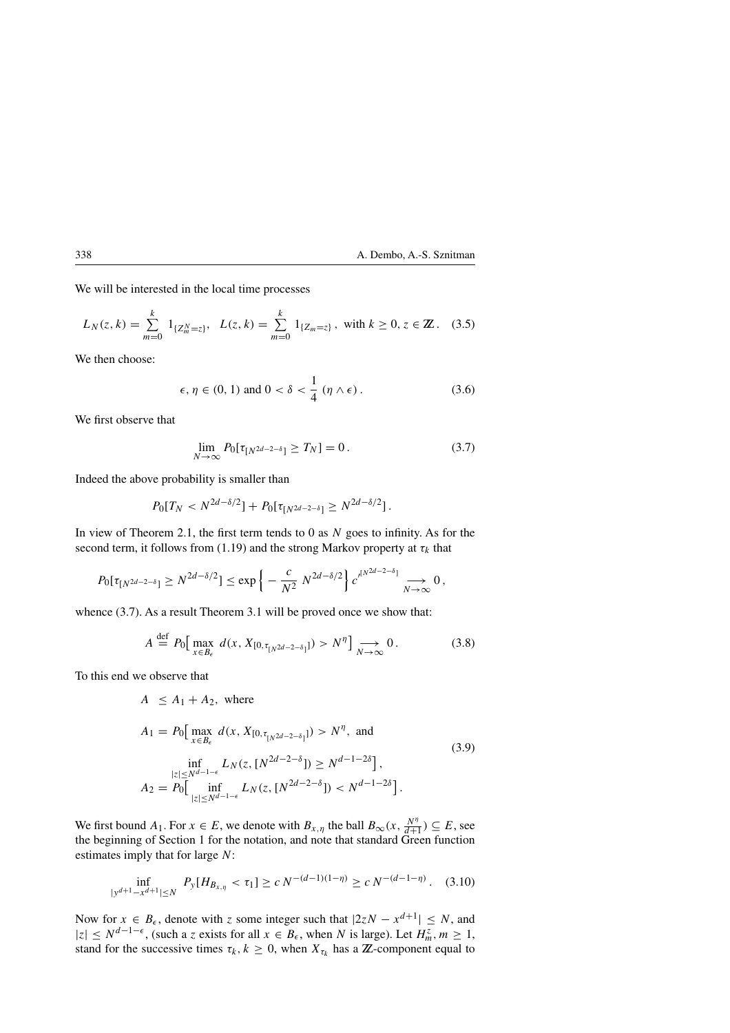We will be interested in the local time processes

$$L_N(z,k) = \sum_{m=0}^{k} 1_{\{Z_m^N = z\}}, \quad L(z,k) = \sum_{m=0}^{k} 1_{\{Z_m = z\}}\,, \text{ with } k \geq 0, z \in \mathbb{Z}\,. \quad (3.5)$$

We then choose:

$$\epsilon, \eta \in (0,1) \text{ and } 0 < \delta < \frac{1}{4}\,(\eta \wedge \epsilon)\,. \quad (3.6)$$

We first observe that

$$\lim_{N\to\infty} P_0[\tau_{[N^{2d-2-\delta}]} \geq T_N] = 0\,. \quad (3.7)$$

Indeed the above probability is smaller than

$$P_0[T_N < N^{2d-\delta/2}] + P_0[\tau_{[N^{2d-2-\delta}]} \geq N^{2d-\delta/2}]\,.$$

In view of Theorem 2.1, the first term tends to 0 as $N$ goes to infinity. As for the second term, it follows from (1.19) and the strong Markov property at $\tau_k$ that

$$P_0[\tau_{[N^{2d-2-\delta}]} \geq N^{2d-\delta/2}] \leq \exp\Big\{-\frac{c}{N^2}\,N^{2d-\delta/2}\Big\}\,c'^{[N^{2d-2-\delta}]} \underset{N\to\infty}{\longrightarrow} 0\,,$$

whence (3.7). As a result Theorem 3.1 will be proved once we show that:

$$A \overset{\text{def}}{=} P_0\big[\max_{x\in B_\epsilon}\, d(x, X_{[0,\tau_{[N^{2d-2-\delta}]}]}) > N^\eta\big] \underset{N\to\infty}{\longrightarrow} 0\,. \quad (3.8)$$

To this end we observe that

$$\begin{aligned}
A\ &\leq A_1 + A_2, \text{ where}\\
A_1 &= P_0\big[\max_{x\in B_\epsilon}\, d(x, X_{[0,\tau_{[N^{2d-2-\delta}]}]}) > N^\eta, \text{ and}\\
&\qquad \inf_{|z|\leq N^{d-1-\epsilon}} L_N(z,[N^{2d-2-\delta}]) \geq N^{d-1-2\delta}\big]\,,\\
A_2 &= P_0\big[\inf_{|z|\leq N^{d-1-\epsilon}} L_N(z,[N^{2d-2-\delta}]) < N^{d-1-2\delta}\big]\,.
\end{aligned} \quad (3.9)$$

We first bound $A_1$. For $x \in E$, we denote with $B_{x,\eta}$ the ball $B_\infty(x, \frac{N^\eta}{d+1}) \subseteq E$, see the beginning of Section 1 for the notation, and note that standard Green function estimates imply that for large $N$:

$$\inf_{|y^{d+1}-x^{d+1}|\leq N} P_y[H_{B_{x,\eta}} < \tau_1] \geq c\,N^{-(d-1)(1-\eta)} \geq c\,N^{-(d-1-\eta)}\,. \quad (3.10)$$

Now for $x \in B_\epsilon$, denote with $z$ some integer such that $|2zN - x^{d+1}| \leq N$, and $|z| \leq N^{d-1-\epsilon}$, (such a $z$ exists for all $x \in B_\epsilon$, when $N$ is large). Let $H_m^z, m \geq 1$, stand for the successive times $\tau_k, k \geq 0$, when $X_{\tau_k}$ has a $\mathbb{Z}$-component equal to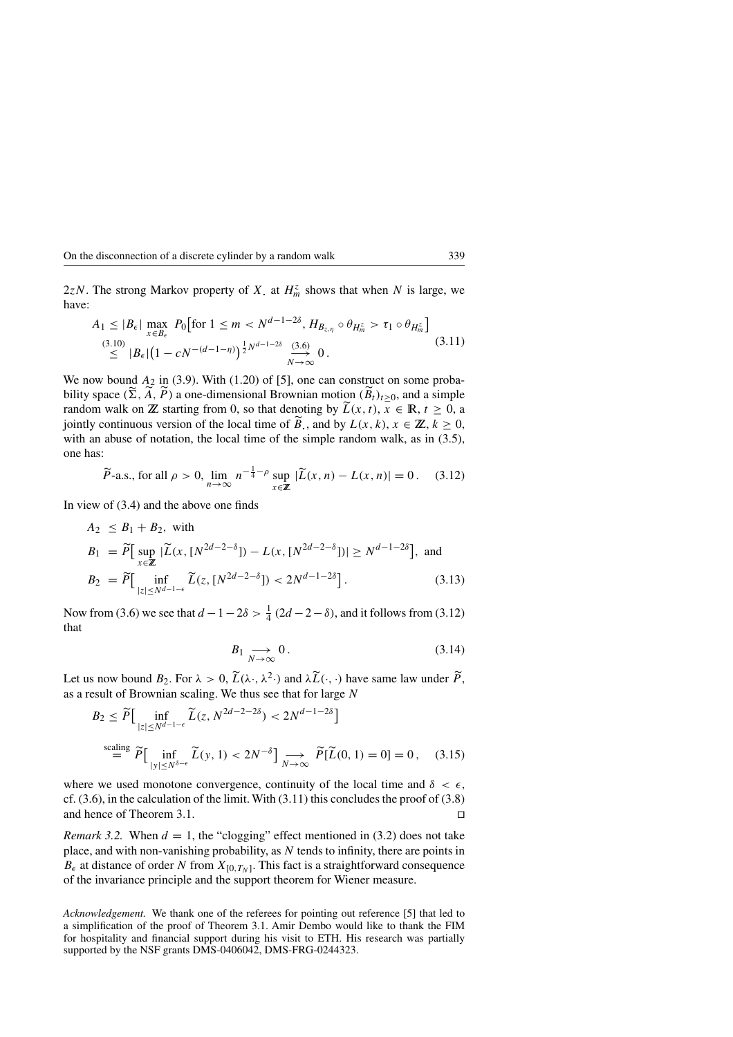$2zN$. The strong Markov property of $X_.$ at $H_m^z$ shows that when $N$ is large, we have:

$$
\begin{aligned}
A_1 &\le |B_\epsilon| \max_{x \in B_\epsilon} P_0\big[\text{for } 1 \le m < N^{d-1-2\delta},\, H_{B_{z,\eta}} \circ \theta_{H_m^z} > \tau_1 \circ \theta_{H_m^z}\big] \\
&\overset{(3.10)}{\le} |B_\epsilon| \big(1 - cN^{-(d-1-\eta)}\big)^{\frac{1}{2}N^{d-1-2\delta}} \underset{N\to\infty}{\overset{(3.6)}{\longrightarrow}} 0\,.
\end{aligned} \tag{3.11}
$$

We now bound $A_2$ in (3.9). With (1.20) of [5], one can construct on some probability space $(\widetilde{\Sigma}, \widetilde{A}, \widetilde{P})$ a one-dimensional Brownian motion $(\widetilde{B}_t)_{t\ge 0}$, and a simple random walk on $\mathbb{Z}$ starting from 0, so that denoting by $\widetilde{L}(x,t)$, $x \in \mathbb{R}$, $t \ge 0$, a jointly continuous version of the local time of $\widetilde{B}_.$, and by $L(x,k)$, $x \in \mathbb{Z}$, $k \ge 0$, with an abuse of notation, the local time of the simple random walk, as in (3.5), one has:

$$
\widetilde{P}\text{-a.s., for all } \rho > 0,\ \lim_{n\to\infty} n^{-\frac{1}{4}-\rho} \sup_{x\in\mathbb{Z}} |\widetilde{L}(x,n) - L(x,n)| = 0\,. \tag{3.12}
$$

In view of (3.4) and the above one finds

$$
\begin{aligned}
A_2 &\le B_1 + B_2, \text{ with} \\
B_1 &= \widetilde{P}\big[\sup_{x\in\mathbb{Z}} |\widetilde{L}(x,[N^{2d-2-\delta}]) - L(x,[N^{2d-2-\delta}])| \ge N^{d-1-2\delta}\big], \text{ and} \\
B_2 &= \widetilde{P}\big[\inf_{|z|\le N^{d-1-\epsilon}} \widetilde{L}(z,[N^{2d-2-\delta}]) < 2N^{d-1-2\delta}\big]\,.
\end{aligned} \tag{3.13}
$$

Now from (3.6) we see that $d-1-2\delta > \frac{1}{4}(2d-2-\delta)$, and it follows from (3.12) that

$$
B_1 \underset{N\to\infty}{\longrightarrow} 0\,. \tag{3.14}
$$

Let us now bound $B_2$. For $\lambda > 0$, $\widetilde{L}(\lambda\cdot, \lambda^2\cdot)$ and $\lambda\widetilde{L}(\cdot,\cdot)$ have same law under $\widetilde{P}$, as a result of Brownian scaling. We thus see that for large $N$

$$
\begin{aligned}
B_2 &\le \widetilde{P}\big[\inf_{|z|\le N^{d-1-\epsilon}} \widetilde{L}(z, N^{2d-2-2\delta}) < 2N^{d-1-2\delta}\big] \\
&\overset{\text{scaling}}{=} \widetilde{P}\big[\inf_{|y|\le N^{\delta-\epsilon}} \widetilde{L}(y,1) < 2N^{-\delta}\big] \underset{N\to\infty}{\longrightarrow} \widetilde{P}[\widetilde{L}(0,1) = 0] = 0\,,
\end{aligned} \tag{3.15}
$$

where we used monotone convergence, continuity of the local time and $\delta < \epsilon$, cf. (3.6), in the calculation of the limit. With (3.11) this concludes the proof of (3.8) and hence of Theorem 3.1. □

*Remark 3.2.* When $d = 1$, the "clogging" effect mentioned in (3.2) does not take place, and with non-vanishing probability, as $N$ tends to infinity, there are points in $B_\epsilon$ at distance of order $N$ from $X_{[0,T_N]}$. This fact is a straightforward consequence of the invariance principle and the support theorem for Wiener measure.

*Acknowledgement.* We thank one of the referees for pointing out reference [5] that led to a simplification of the proof of Theorem 3.1. Amir Dembo would like to thank the FIM for hospitality and financial support during his visit to ETH. His research was partially supported by the NSF grants DMS-0406042, DMS-FRG-0244323.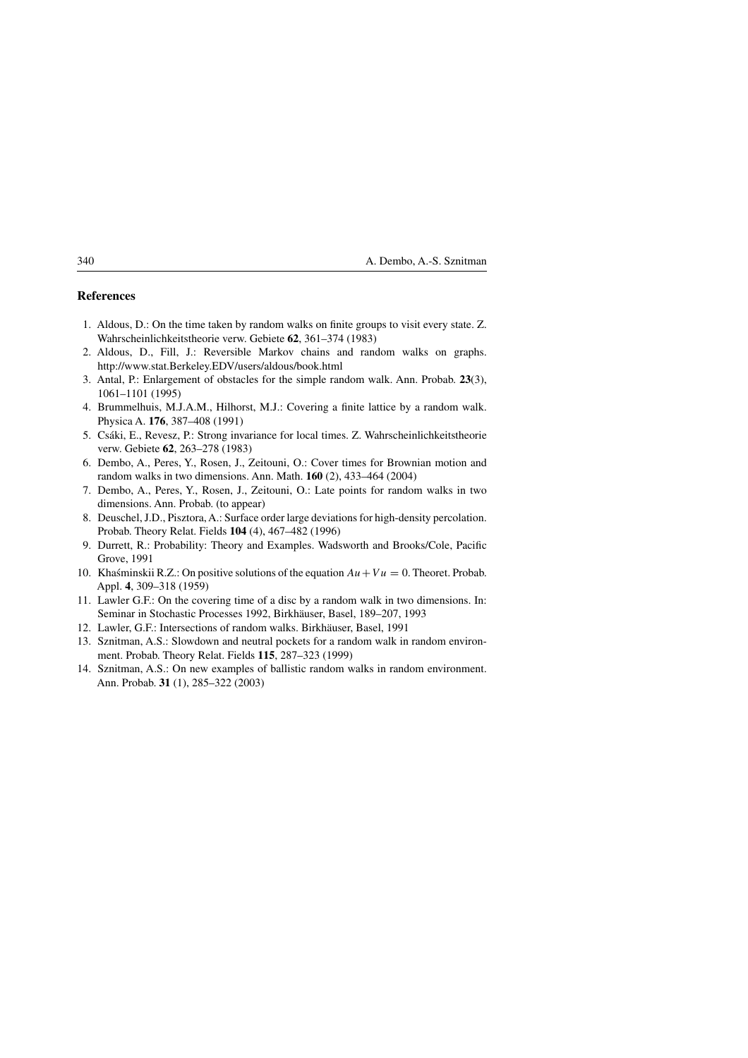## References

1. Aldous, D.: On the time taken by random walks on finite groups to visit every state. Z. Wahrscheinlichkeitstheorie verw. Gebiete **62**, 361–374 (1983)
2. Aldous, D., Fill, J.: Reversible Markov chains and random walks on graphs. http://www.stat.Berkeley.EDV/users/aldous/book.html
3. Antal, P.: Enlargement of obstacles for the simple random walk. Ann. Probab. **23**(3), 1061–1101 (1995)
4. Brummelhuis, M.J.A.M., Hilhorst, M.J.: Covering a finite lattice by a random walk. Physica A. **176**, 387–408 (1991)
5. Csáki, E., Revesz, P.: Strong invariance for local times. Z. Wahrscheinlichkeitstheorie verw. Gebiete **62**, 263–278 (1983)
6. Dembo, A., Peres, Y., Rosen, J., Zeitouni, O.: Cover times for Brownian motion and random walks in two dimensions. Ann. Math. **160** (2), 433–464 (2004)
7. Dembo, A., Peres, Y., Rosen, J., Zeitouni, O.: Late points for random walks in two dimensions. Ann. Probab. (to appear)
8. Deuschel, J.D., Pisztora, A.: Surface order large deviations for high-density percolation. Probab. Theory Relat. Fields **104** (4), 467–482 (1996)
9. Durrett, R.: Probability: Theory and Examples. Wadsworth and Brooks/Cole, Pacific Grove, 1991
10. Khaśminskii R.Z.: On positive solutions of the equation $Au + Vu = 0$. Theoret. Probab. Appl. **4**, 309–318 (1959)
11. Lawler G.F.: On the covering time of a disc by a random walk in two dimensions. In: Seminar in Stochastic Processes 1992, Birkhäuser, Basel, 189–207, 1993
12. Lawler, G.F.: Intersections of random walks. Birkhäuser, Basel, 1991
13. Sznitman, A.S.: Slowdown and neutral pockets for a random walk in random environment. Probab. Theory Relat. Fields **115**, 287–323 (1999)
14. Sznitman, A.S.: On new examples of ballistic random walks in random environment. Ann. Probab. **31** (1), 285–322 (2003)